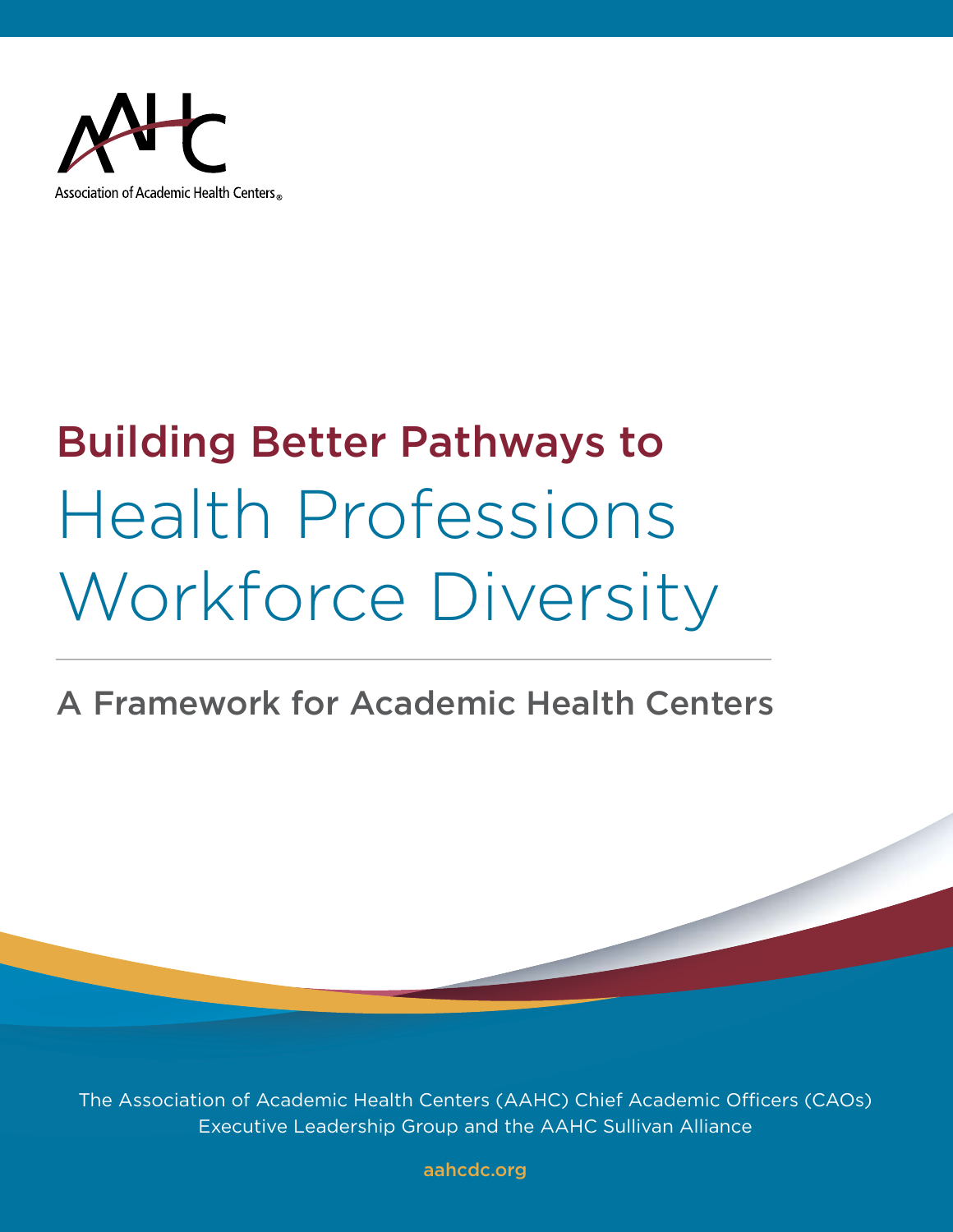Association of Academic Health Centers®

# Building Better Pathways to Health Professions Workforce Diversity

## A Framework for Academic Health Centers

The Association of Academic Health Centers (AAHC) Chief Academic Officers (CAOs) Executive Leadership Group and the AAHC Sullivan Alliance

aahcdc.org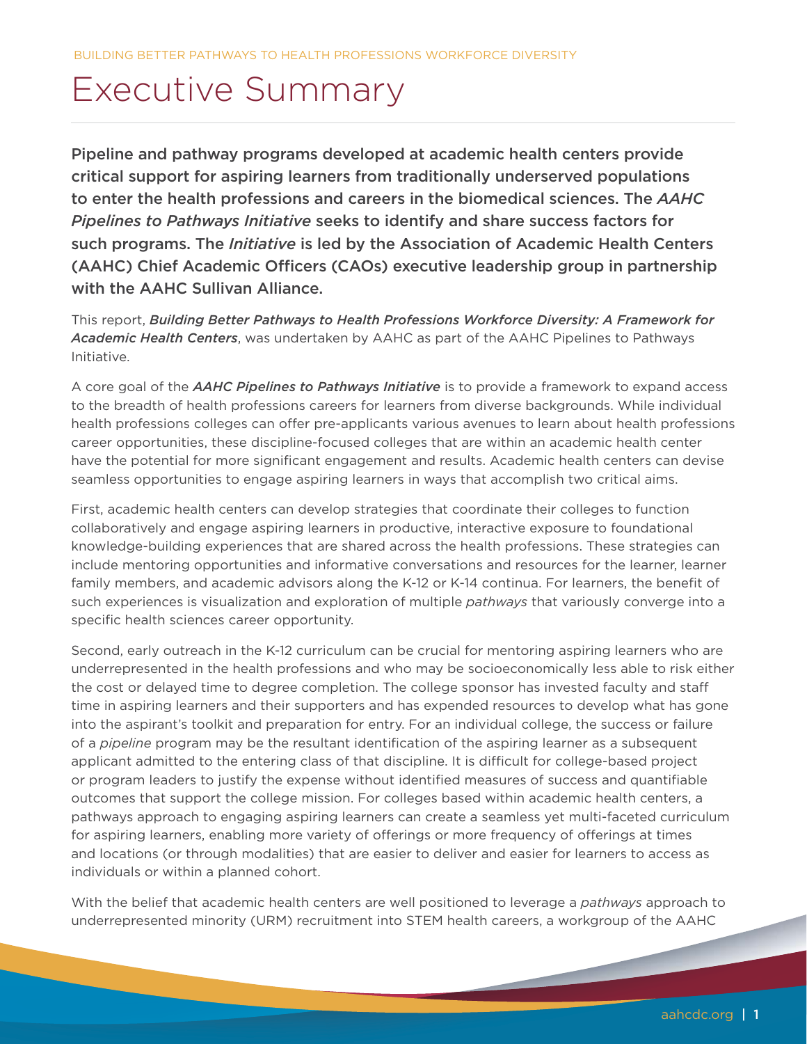# Executive Summary

**Pipeline and pathway programs developed at academic health centers provide critical support for aspiring learners from traditionally underserved populations to enter the health professions and careers in the biomedical sciences. The *AAHC Pipelines to Pathways Initiative* seeks to identify and share success factors for such programs. The *Initiative* is led by the Association of Academic Health Centers (AAHC) Chief Academic Officers (CAOs) executive leadership group in partnership with the AAHC Sullivan Alliance.**

This report, ***Building Better Pathways to Health Professions Workforce Diversity: A Framework for Academic Health Centers***, was undertaken by AAHC as part of the AAHC Pipelines to Pathways Initiative.

A core goal of the ***AAHC Pipelines to Pathways Initiative*** is to provide a framework to expand access to the breadth of health professions careers for learners from diverse backgrounds. While individual health professions colleges can offer pre-applicants various avenues to learn about health professions career opportunities, these discipline-focused colleges that are within an academic health center have the potential for more significant engagement and results. Academic health centers can devise seamless opportunities to engage aspiring learners in ways that accomplish two critical aims.

First, academic health centers can develop strategies that coordinate their colleges to function collaboratively and engage aspiring learners in productive, interactive exposure to foundational knowledge-building experiences that are shared across the health professions. These strategies can include mentoring opportunities and informative conversations and resources for the learner, learner family members, and academic advisors along the K-12 or K-14 continua. For learners, the benefit of such experiences is visualization and exploration of multiple *pathways* that variously converge into a specific health sciences career opportunity.

Second, early outreach in the K-12 curriculum can be crucial for mentoring aspiring learners who are underrepresented in the health professions and who may be socioeconomically less able to risk either the cost or delayed time to degree completion. The college sponsor has invested faculty and staff time in aspiring learners and their supporters and has expended resources to develop what has gone into the aspirant's toolkit and preparation for entry. For an individual college, the success or failure of a *pipeline* program may be the resultant identification of the aspiring learner as a subsequent applicant admitted to the entering class of that discipline. It is difficult for college-based project or program leaders to justify the expense without identified measures of success and quantifiable outcomes that support the college mission. For colleges based within academic health centers, a pathways approach to engaging aspiring learners can create a seamless yet multi-faceted curriculum for aspiring learners, enabling more variety of offerings or more frequency of offerings at times and locations (or through modalities) that are easier to deliver and easier for learners to access as individuals or within a planned cohort.

With the belief that academic health centers are well positioned to leverage a *pathways* approach to underrepresented minority (URM) recruitment into STEM health careers, a workgroup of the AAHC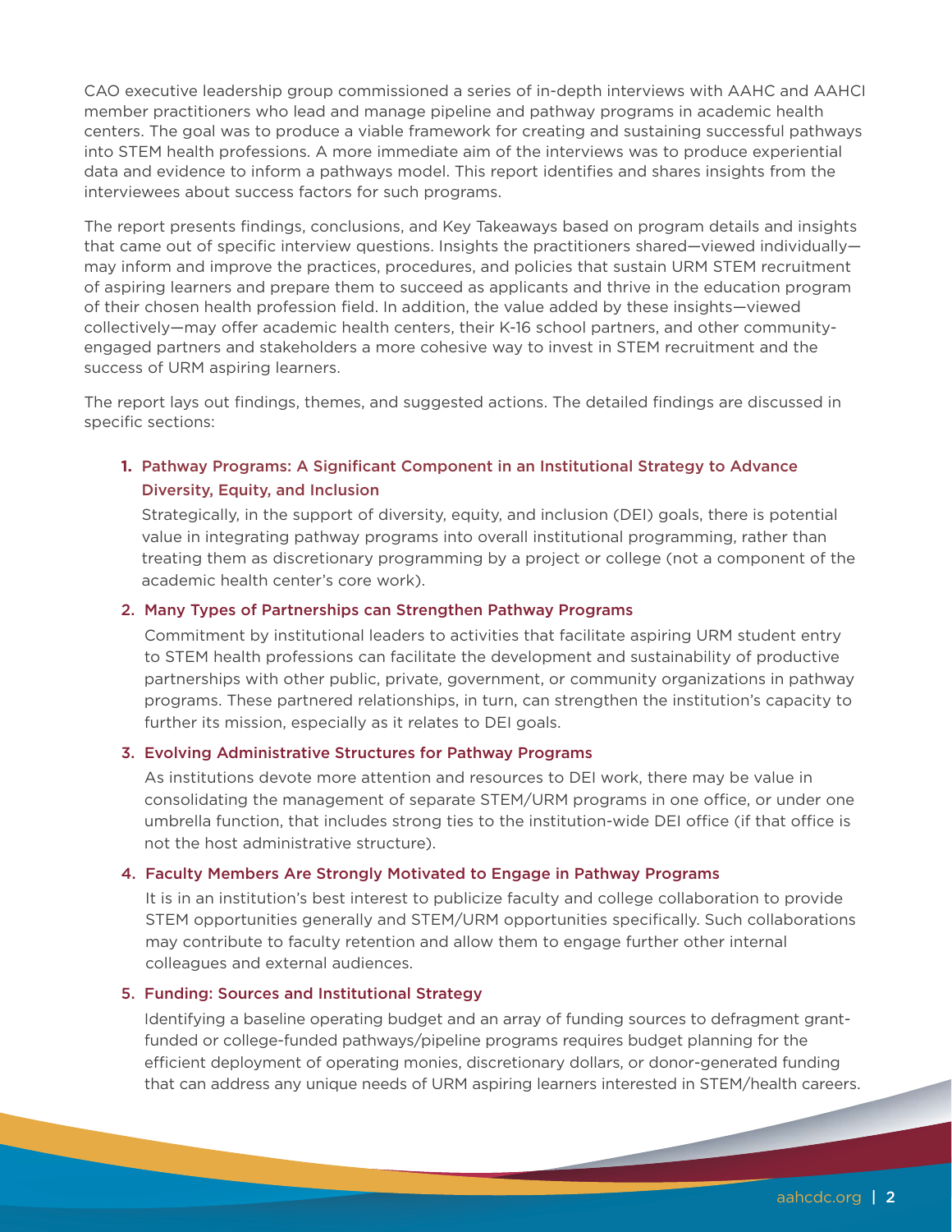CAO executive leadership group commissioned a series of in-depth interviews with AAHC and AAHCI member practitioners who lead and manage pipeline and pathway programs in academic health centers. The goal was to produce a viable framework for creating and sustaining successful pathways into STEM health professions. A more immediate aim of the interviews was to produce experiential data and evidence to inform a pathways model. This report identifies and shares insights from the interviewees about success factors for such programs.

The report presents findings, conclusions, and Key Takeaways based on program details and insights that came out of specific interview questions. Insights the practitioners shared—viewed individually—may inform and improve the practices, procedures, and policies that sustain URM STEM recruitment of aspiring learners and prepare them to succeed as applicants and thrive in the education program of their chosen health profession field. In addition, the value added by these insights—viewed collectively—may offer academic health centers, their K-16 school partners, and other community-engaged partners and stakeholders a more cohesive way to invest in STEM recruitment and the success of URM aspiring learners.

The report lays out findings, themes, and suggested actions. The detailed findings are discussed in specific sections:

1. **Pathway Programs: A Significant Component in an Institutional Strategy to Advance Diversity, Equity, and Inclusion**

   Strategically, in the support of diversity, equity, and inclusion (DEI) goals, there is potential value in integrating pathway programs into overall institutional programming, rather than treating them as discretionary programming by a project or college (not a component of the academic health center's core work).

2. **Many Types of Partnerships can Strengthen Pathway Programs**

   Commitment by institutional leaders to activities that facilitate aspiring URM student entry to STEM health professions can facilitate the development and sustainability of productive partnerships with other public, private, government, or community organizations in pathway programs. These partnered relationships, in turn, can strengthen the institution's capacity to further its mission, especially as it relates to DEI goals.

3. **Evolving Administrative Structures for Pathway Programs**

   As institutions devote more attention and resources to DEI work, there may be value in consolidating the management of separate STEM/URM programs in one office, or under one umbrella function, that includes strong ties to the institution-wide DEI office (if that office is not the host administrative structure).

4. **Faculty Members Are Strongly Motivated to Engage in Pathway Programs**

   It is in an institution's best interest to publicize faculty and college collaboration to provide STEM opportunities generally and STEM/URM opportunities specifically. Such collaborations may contribute to faculty retention and allow them to engage further other internal colleagues and external audiences.

5. **Funding: Sources and Institutional Strategy**

   Identifying a baseline operating budget and an array of funding sources to defragment grant-funded or college-funded pathways/pipeline programs requires budget planning for the efficient deployment of operating monies, discretionary dollars, or donor-generated funding that can address any unique needs of URM aspiring learners interested in STEM/health careers.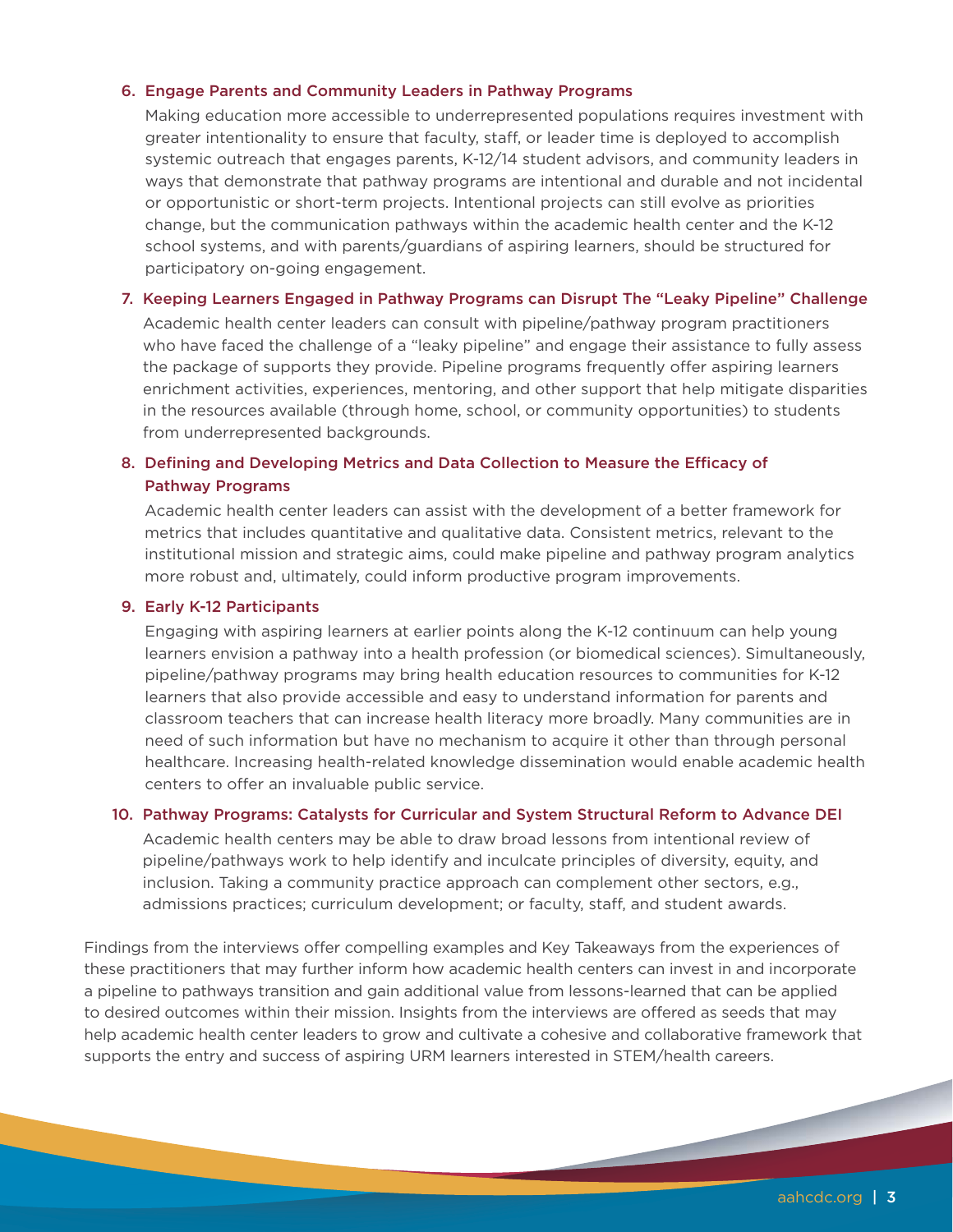6. **Engage Parents and Community Leaders in Pathway Programs**

   Making education more accessible to underrepresented populations requires investment with greater intentionality to ensure that faculty, staff, or leader time is deployed to accomplish systemic outreach that engages parents, K-12/14 student advisors, and community leaders in ways that demonstrate that pathway programs are intentional and durable and not incidental or opportunistic or short-term projects. Intentional projects can still evolve as priorities change, but the communication pathways within the academic health center and the K-12 school systems, and with parents/guardians of aspiring learners, should be structured for participatory on-going engagement.

7. **Keeping Learners Engaged in Pathway Programs can Disrupt The "Leaky Pipeline" Challenge**

   Academic health center leaders can consult with pipeline/pathway program practitioners who have faced the challenge of a "leaky pipeline" and engage their assistance to fully assess the package of supports they provide. Pipeline programs frequently offer aspiring learners enrichment activities, experiences, mentoring, and other support that help mitigate disparities in the resources available (through home, school, or community opportunities) to students from underrepresented backgrounds.

8. **Defining and Developing Metrics and Data Collection to Measure the Efficacy of Pathway Programs**

   Academic health center leaders can assist with the development of a better framework for metrics that includes quantitative and qualitative data. Consistent metrics, relevant to the institutional mission and strategic aims, could make pipeline and pathway program analytics more robust and, ultimately, could inform productive program improvements.

9. **Early K-12 Participants**

   Engaging with aspiring learners at earlier points along the K-12 continuum can help young learners envision a pathway into a health profession (or biomedical sciences). Simultaneously, pipeline/pathway programs may bring health education resources to communities for K-12 learners that also provide accessible and easy to understand information for parents and classroom teachers that can increase health literacy more broadly. Many communities are in need of such information but have no mechanism to acquire it other than through personal healthcare. Increasing health-related knowledge dissemination would enable academic health centers to offer an invaluable public service.

10. **Pathway Programs: Catalysts for Curricular and System Structural Reform to Advance DEI**

    Academic health centers may be able to draw broad lessons from intentional review of pipeline/pathways work to help identify and inculcate principles of diversity, equity, and inclusion. Taking a community practice approach can complement other sectors, e.g., admissions practices; curriculum development; or faculty, staff, and student awards.

Findings from the interviews offer compelling examples and Key Takeaways from the experiences of these practitioners that may further inform how academic health centers can invest in and incorporate a pipeline to pathways transition and gain additional value from lessons-learned that can be applied to desired outcomes within their mission. Insights from the interviews are offered as seeds that may help academic health center leaders to grow and cultivate a cohesive and collaborative framework that supports the entry and success of aspiring URM learners interested in STEM/health careers.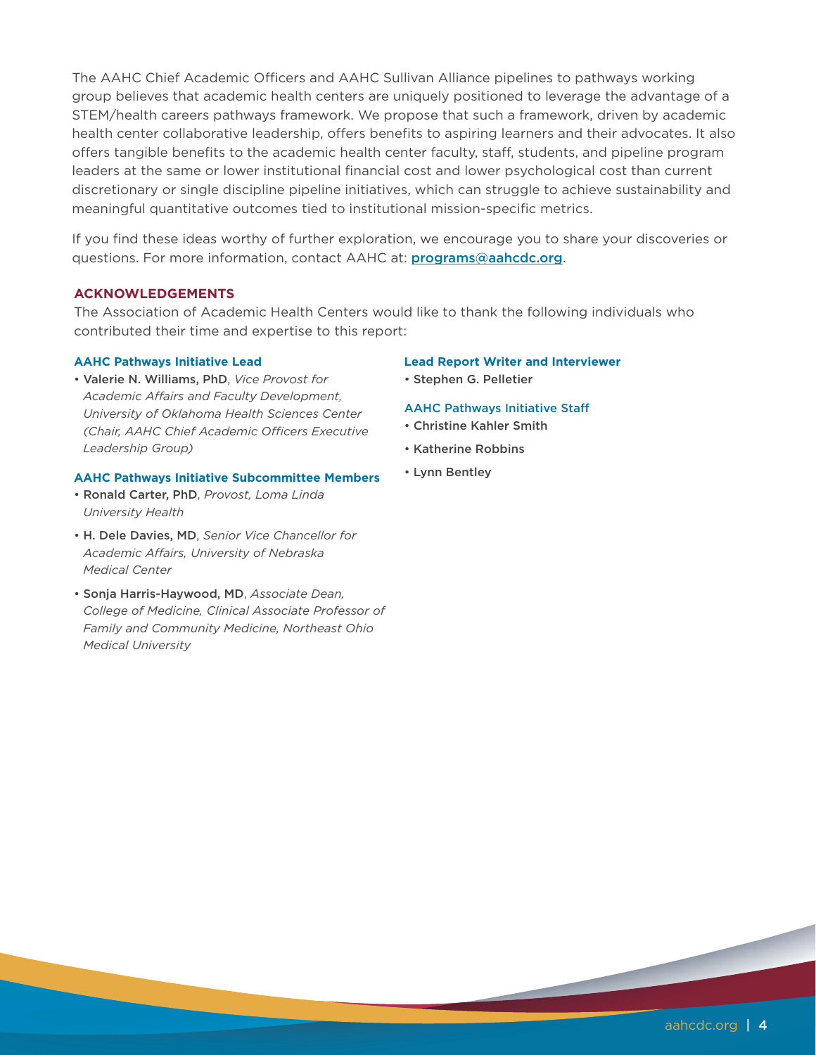The AAHC Chief Academic Officers and AAHC Sullivan Alliance pipelines to pathways working group believes that academic health centers are uniquely positioned to leverage the advantage of a STEM/health careers pathways framework. We propose that such a framework, driven by academic health center collaborative leadership, offers benefits to aspiring learners and their advocates. It also offers tangible benefits to the academic health center faculty, staff, students, and pipeline program leaders at the same or lower institutional financial cost and lower psychological cost than current discretionary or single discipline pipeline initiatives, which can struggle to achieve sustainability and meaningful quantitative outcomes tied to institutional mission-specific metrics.

If you find these ideas worthy of further exploration, we encourage you to share your discoveries or questions. For more information, contact AAHC at: programs@aahcdc.org.

## ACKNOWLEDGEMENTS

The Association of Academic Health Centers would like to thank the following individuals who contributed their time and expertise to this report:

### AAHC Pathways Initiative Lead

- Valerie N. Williams, PhD, *Vice Provost for Academic Affairs and Faculty Development, University of Oklahoma Health Sciences Center (Chair, AAHC Chief Academic Officers Executive Leadership Group)*

### AAHC Pathways Initiative Subcommittee Members

- Ronald Carter, PhD, *Provost, Loma Linda University Health*
- H. Dele Davies, MD, *Senior Vice Chancellor for Academic Affairs, University of Nebraska Medical Center*
- Sonja Harris-Haywood, MD, *Associate Dean, College of Medicine, Clinical Associate Professor of Family and Community Medicine, Northeast Ohio Medical University*

### Lead Report Writer and Interviewer

- Stephen G. Pelletier

### AAHC Pathways Initiative Staff

- Christine Kahler Smith
- Katherine Robbins
- Lynn Bentley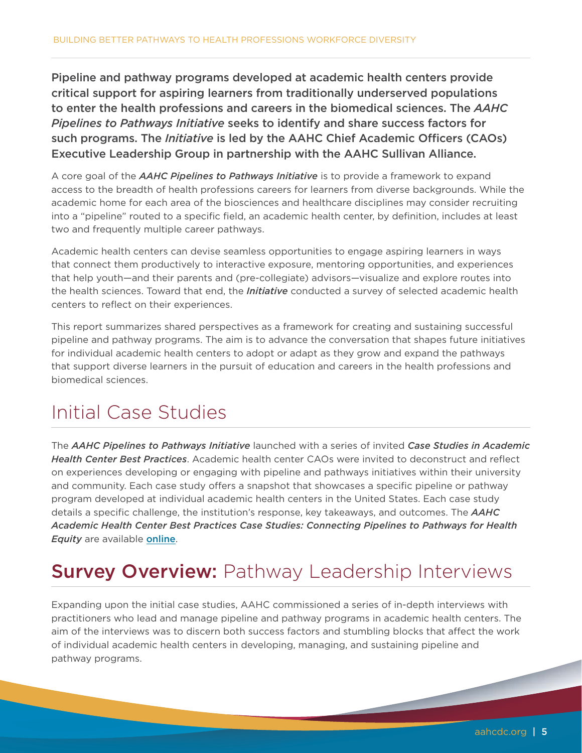**Pipeline and pathway programs developed at academic health centers provide critical support for aspiring learners from traditionally underserved populations to enter the health professions and careers in the biomedical sciences. The *AAHC Pipelines to Pathways Initiative* seeks to identify and share success factors for such programs. The *Initiative* is led by the AAHC Chief Academic Officers (CAOs) Executive Leadership Group in partnership with the AAHC Sullivan Alliance.**

A core goal of the ***AAHC Pipelines to Pathways Initiative*** is to provide a framework to expand access to the breadth of health professions careers for learners from diverse backgrounds. While the academic home for each area of the biosciences and healthcare disciplines may consider recruiting into a "pipeline" routed to a specific field, an academic health center, by definition, includes at least two and frequently multiple career pathways.

Academic health centers can devise seamless opportunities to engage aspiring learners in ways that connect them productively to interactive exposure, mentoring opportunities, and experiences that help youth—and their parents and (pre-collegiate) advisors—visualize and explore routes into the health sciences. Toward that end, the ***Initiative*** conducted a survey of selected academic health centers to reflect on their experiences.

This report summarizes shared perspectives as a framework for creating and sustaining successful pipeline and pathway programs. The aim is to advance the conversation that shapes future initiatives for individual academic health centers to adopt or adapt as they grow and expand the pathways that support diverse learners in the pursuit of education and careers in the health professions and biomedical sciences.

## Initial Case Studies

The ***AAHC Pipelines to Pathways Initiative*** launched with a series of invited ***Case Studies in Academic Health Center Best Practices***. Academic health center CAOs were invited to deconstruct and reflect on experiences developing or engaging with pipeline and pathways initiatives within their university and community. Each case study offers a snapshot that showcases a specific pipeline or pathway program developed at individual academic health centers in the United States. Each case study details a specific challenge, the institution's response, key takeaways, and outcomes. The ***AAHC Academic Health Center Best Practices Case Studies: Connecting Pipelines to Pathways for Health Equity*** are available **online**.

## **Survey Overview:** Pathway Leadership Interviews

Expanding upon the initial case studies, AAHC commissioned a series of in-depth interviews with practitioners who lead and manage pipeline and pathway programs in academic health centers. The aim of the interviews was to discern both success factors and stumbling blocks that affect the work of individual academic health centers in developing, managing, and sustaining pipeline and pathway programs.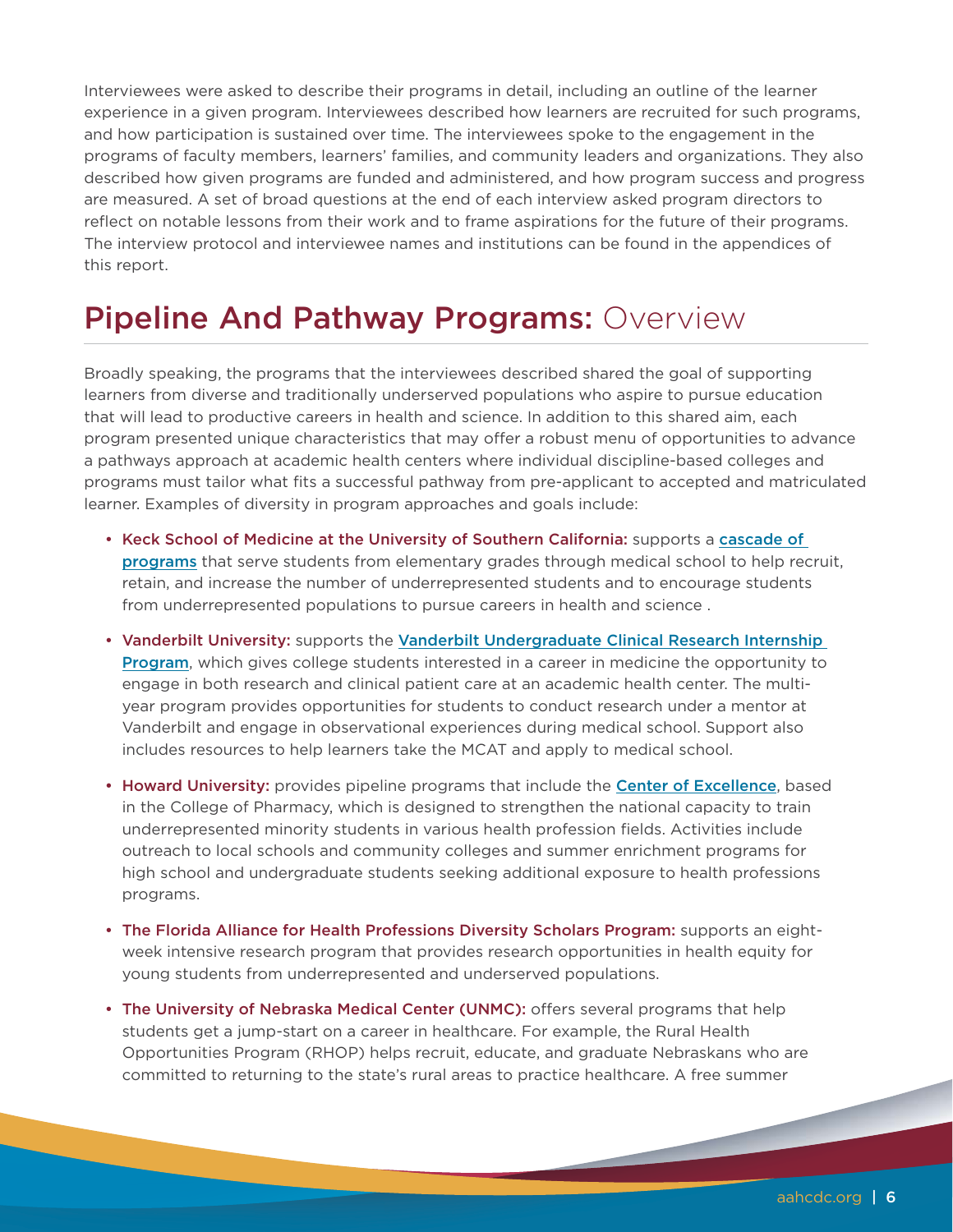Interviewees were asked to describe their programs in detail, including an outline of the learner experience in a given program. Interviewees described how learners are recruited for such programs, and how participation is sustained over time. The interviewees spoke to the engagement in the programs of faculty members, learners' families, and community leaders and organizations. They also described how given programs are funded and administered, and how program success and progress are measured. A set of broad questions at the end of each interview asked program directors to reflect on notable lessons from their work and to frame aspirations for the future of their programs. The interview protocol and interviewee names and institutions can be found in the appendices of this report.

## Pipeline And Pathway Programs: Overview

Broadly speaking, the programs that the interviewees described shared the goal of supporting learners from diverse and traditionally underserved populations who aspire to pursue education that will lead to productive careers in health and science. In addition to this shared aim, each program presented unique characteristics that may offer a robust menu of opportunities to advance a pathways approach at academic health centers where individual discipline-based colleges and programs must tailor what fits a successful pathway from pre-applicant to accepted and matriculated learner. Examples of diversity in program approaches and goals include:

- **Keck School of Medicine at the University of Southern California:** supports a cascade of programs that serve students from elementary grades through medical school to help recruit, retain, and increase the number of underrepresented students and to encourage students from underrepresented populations to pursue careers in health and science .
- **Vanderbilt University:** supports the Vanderbilt Undergraduate Clinical Research Internship Program, which gives college students interested in a career in medicine the opportunity to engage in both research and clinical patient care at an academic health center. The multi-year program provides opportunities for students to conduct research under a mentor at Vanderbilt and engage in observational experiences during medical school. Support also includes resources to help learners take the MCAT and apply to medical school.
- **Howard University:** provides pipeline programs that include the Center of Excellence, based in the College of Pharmacy, which is designed to strengthen the national capacity to train underrepresented minority students in various health profession fields. Activities include outreach to local schools and community colleges and summer enrichment programs for high school and undergraduate students seeking additional exposure to health professions programs.
- **The Florida Alliance for Health Professions Diversity Scholars Program:** supports an eight-week intensive research program that provides research opportunities in health equity for young students from underrepresented and underserved populations.
- **The University of Nebraska Medical Center (UNMC):** offers several programs that help students get a jump-start on a career in healthcare. For example, the Rural Health Opportunities Program (RHOP) helps recruit, educate, and graduate Nebraskans who are committed to returning to the state's rural areas to practice healthcare. A free summer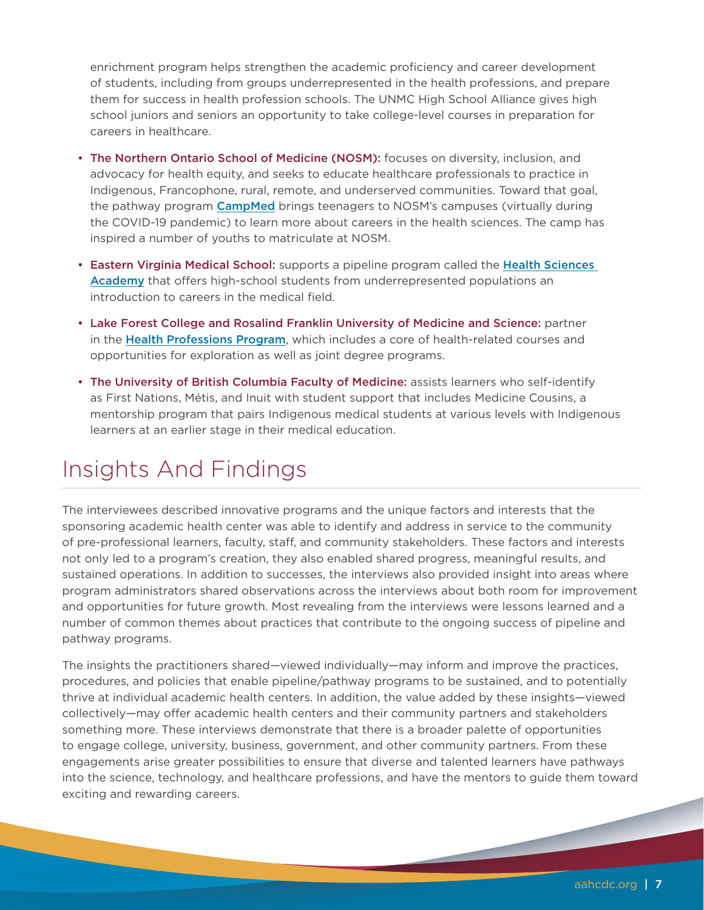enrichment program helps strengthen the academic proficiency and career development of students, including from groups underrepresented in the health professions, and prepare them for success in health profession schools. The UNMC High School Alliance gives high school juniors and seniors an opportunity to take college-level courses in preparation for careers in healthcare.

- **The Northern Ontario School of Medicine (NOSM):** focuses on diversity, inclusion, and advocacy for health equity, and seeks to educate healthcare professionals to practice in Indigenous, Francophone, rural, remote, and underserved communities. Toward that goal, the pathway program CampMed brings teenagers to NOSM's campuses (virtually during the COVID-19 pandemic) to learn more about careers in the health sciences. The camp has inspired a number of youths to matriculate at NOSM.
- **Eastern Virginia Medical School:** supports a pipeline program called the Health Sciences Academy that offers high-school students from underrepresented populations an introduction to careers in the medical field.
- **Lake Forest College and Rosalind Franklin University of Medicine and Science:** partner in the Health Professions Program, which includes a core of health-related courses and opportunities for exploration as well as joint degree programs.
- **The University of British Columbia Faculty of Medicine:** assists learners who self-identify as First Nations, Métis, and Inuit with student support that includes Medicine Cousins, a mentorship program that pairs Indigenous medical students at various levels with Indigenous learners at an earlier stage in their medical education.

# Insights And Findings

The interviewees described innovative programs and the unique factors and interests that the sponsoring academic health center was able to identify and address in service to the community of pre-professional learners, faculty, staff, and community stakeholders. These factors and interests not only led to a program's creation, they also enabled shared progress, meaningful results, and sustained operations. In addition to successes, the interviews also provided insight into areas where program administrators shared observations across the interviews about both room for improvement and opportunities for future growth. Most revealing from the interviews were lessons learned and a number of common themes about practices that contribute to the ongoing success of pipeline and pathway programs.

The insights the practitioners shared—viewed individually—may inform and improve the practices, procedures, and policies that enable pipeline/pathway programs to be sustained, and to potentially thrive at individual academic health centers. In addition, the value added by these insights—viewed collectively—may offer academic health centers and their community partners and stakeholders something more. These interviews demonstrate that there is a broader palette of opportunities to engage college, university, business, government, and other community partners. From these engagements arise greater possibilities to ensure that diverse and talented learners have pathways into the science, technology, and healthcare professions, and have the mentors to guide them toward exciting and rewarding careers.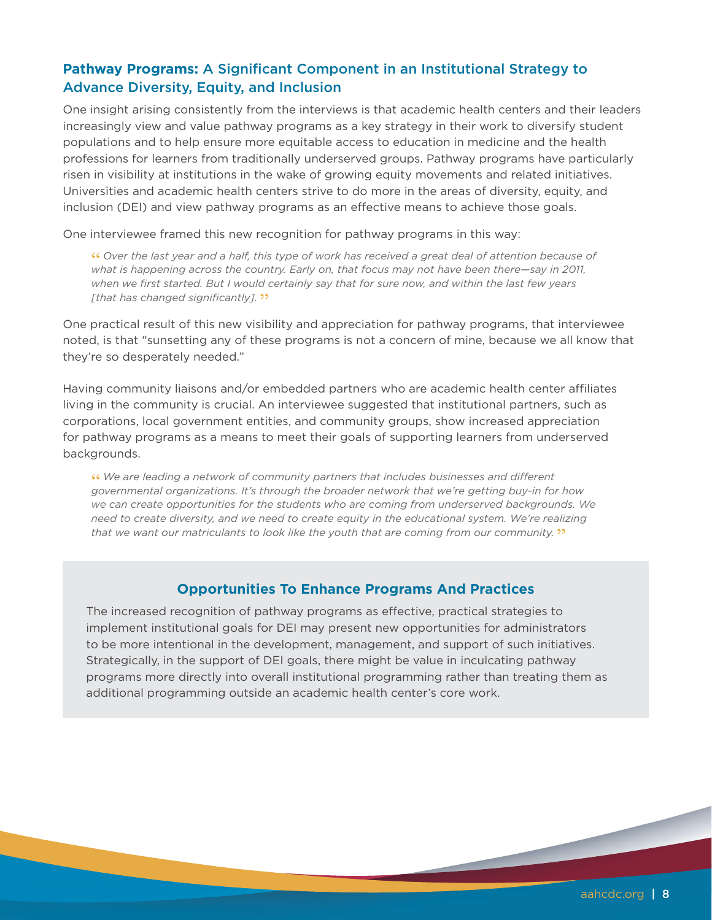## **Pathway Programs:** A Significant Component in an Institutional Strategy to Advance Diversity, Equity, and Inclusion

One insight arising consistently from the interviews is that academic health centers and their leaders increasingly view and value pathway programs as a key strategy in their work to diversify student populations and to help ensure more equitable access to education in medicine and the health professions for learners from traditionally underserved groups. Pathway programs have particularly risen in visibility at institutions in the wake of growing equity movements and related initiatives. Universities and academic health centers strive to do more in the areas of diversity, equity, and inclusion (DEI) and view pathway programs as an effective means to achieve those goals.

One interviewee framed this new recognition for pathway programs in this way:

> *"Over the last year and a half, this type of work has received a great deal of attention because of what is happening across the country. Early on, that focus may not have been there—say in 2011, when we first started. But I would certainly say that for sure now, and within the last few years [that has changed significantly]."*

One practical result of this new visibility and appreciation for pathway programs, that interviewee noted, is that "sunsetting any of these programs is not a concern of mine, because we all know that they're so desperately needed."

Having community liaisons and/or embedded partners who are academic health center affiliates living in the community is crucial. An interviewee suggested that institutional partners, such as corporations, local government entities, and community groups, show increased appreciation for pathway programs as a means to meet their goals of supporting learners from underserved backgrounds.

> *"We are leading a network of community partners that includes businesses and different governmental organizations. It's through the broader network that we're getting buy-in for how we can create opportunities for the students who are coming from underserved backgrounds. We need to create diversity, and we need to create equity in the educational system. We're realizing that we want our matriculants to look like the youth that are coming from our community."*

### Opportunities To Enhance Programs And Practices

The increased recognition of pathway programs as effective, practical strategies to implement institutional goals for DEI may present new opportunities for administrators to be more intentional in the development, management, and support of such initiatives. Strategically, in the support of DEI goals, there might be value in inculcating pathway programs more directly into overall institutional programming rather than treating them as additional programming outside an academic health center's core work.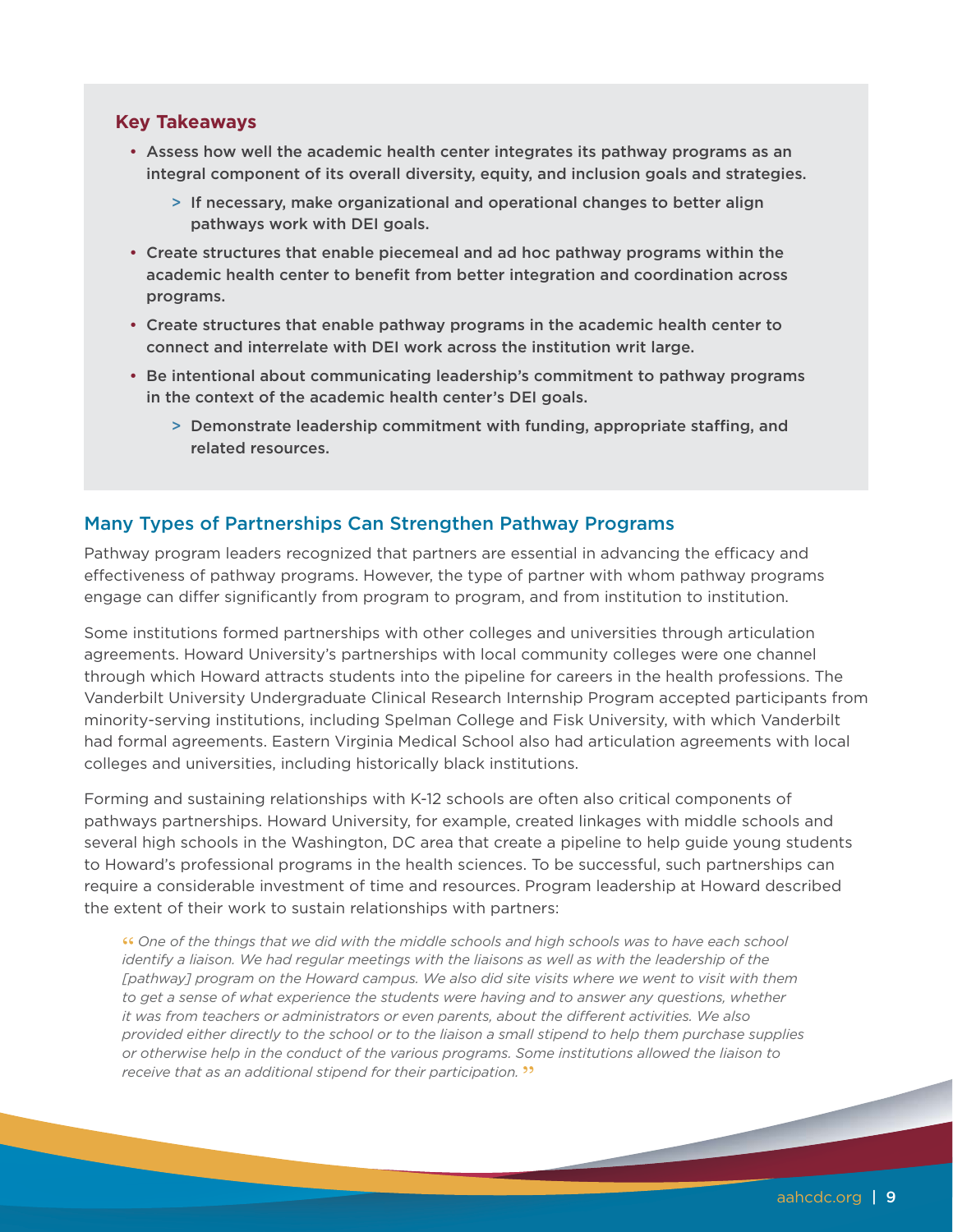### Key Takeaways

- Assess how well the academic health center integrates its pathway programs as an integral component of its overall diversity, equity, and inclusion goals and strategies.
  - If necessary, make organizational and operational changes to better align pathways work with DEI goals.
- Create structures that enable piecemeal and ad hoc pathway programs within the academic health center to benefit from better integration and coordination across programs.
- Create structures that enable pathway programs in the academic health center to connect and interrelate with DEI work across the institution writ large.
- Be intentional about communicating leadership's commitment to pathway programs in the context of the academic health center's DEI goals.
  - Demonstrate leadership commitment with funding, appropriate staffing, and related resources.

## Many Types of Partnerships Can Strengthen Pathway Programs

Pathway program leaders recognized that partners are essential in advancing the efficacy and effectiveness of pathway programs. However, the type of partner with whom pathway programs engage can differ significantly from program to program, and from institution to institution.

Some institutions formed partnerships with other colleges and universities through articulation agreements. Howard University's partnerships with local community colleges were one channel through which Howard attracts students into the pipeline for careers in the health professions. The Vanderbilt University Undergraduate Clinical Research Internship Program accepted participants from minority-serving institutions, including Spelman College and Fisk University, with which Vanderbilt had formal agreements. Eastern Virginia Medical School also had articulation agreements with local colleges and universities, including historically black institutions.

Forming and sustaining relationships with K-12 schools are often also critical components of pathways partnerships. Howard University, for example, created linkages with middle schools and several high schools in the Washington, DC area that create a pipeline to help guide young students to Howard's professional programs in the health sciences. To be successful, such partnerships can require a considerable investment of time and resources. Program leadership at Howard described the extent of their work to sustain relationships with partners:

> *"One of the things that we did with the middle schools and high schools was to have each school identify a liaison. We had regular meetings with the liaisons as well as with the leadership of the [pathway] program on the Howard campus. We also did site visits where we went to visit with them to get a sense of what experience the students were having and to answer any questions, whether it was from teachers or administrators or even parents, about the different activities. We also provided either directly to the school or to the liaison a small stipend to help them purchase supplies or otherwise help in the conduct of the various programs. Some institutions allowed the liaison to receive that as an additional stipend for their participation."*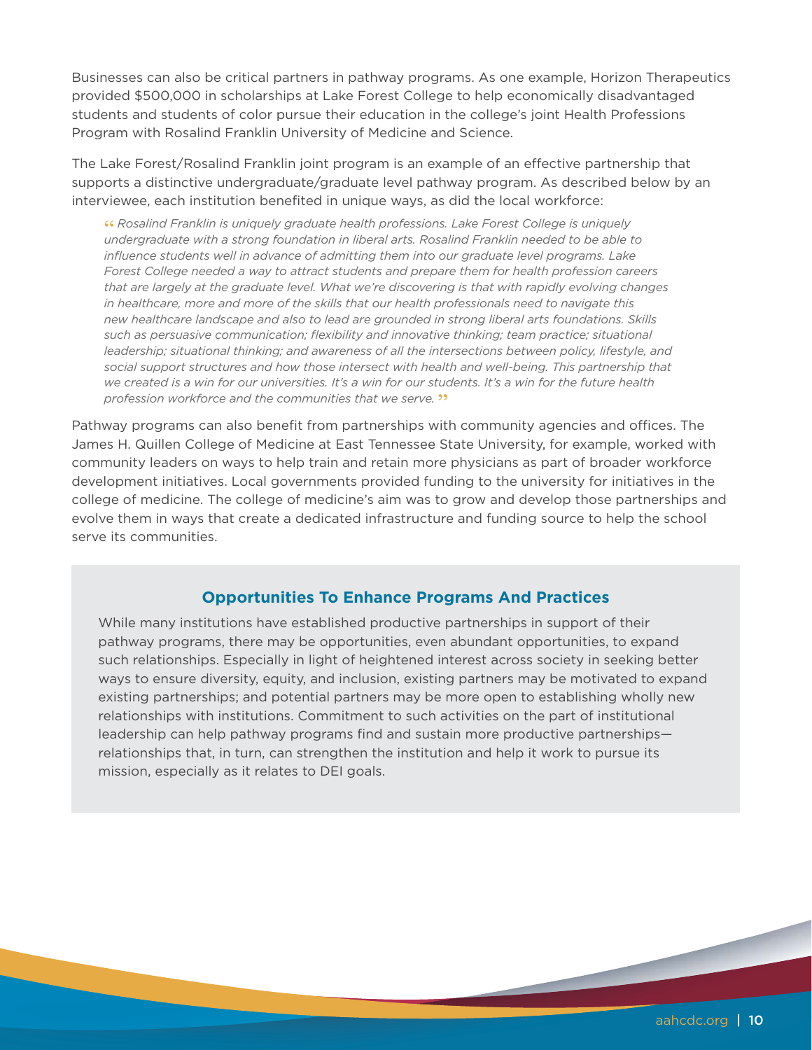Businesses can also be critical partners in pathway programs. As one example, Horizon Therapeutics provided $500,000 in scholarships at Lake Forest College to help economically disadvantaged students and students of color pursue their education in the college's joint Health Professions Program with Rosalind Franklin University of Medicine and Science.

The Lake Forest/Rosalind Franklin joint program is an example of an effective partnership that supports a distinctive undergraduate/graduate level pathway program. As described below by an interviewee, each institution benefited in unique ways, as did the local workforce:

> *"Rosalind Franklin is uniquely graduate health professions. Lake Forest College is uniquely undergraduate with a strong foundation in liberal arts. Rosalind Franklin needed to be able to influence students well in advance of admitting them into our graduate level programs. Lake Forest College needed a way to attract students and prepare them for health profession careers that are largely at the graduate level. What we're discovering is that with rapidly evolving changes in healthcare, more and more of the skills that our health professionals need to navigate this new healthcare landscape and also to lead are grounded in strong liberal arts foundations. Skills such as persuasive communication; flexibility and innovative thinking; team practice; situational leadership; situational thinking; and awareness of all the intersections between policy, lifestyle, and social support structures and how those intersect with health and well-being. This partnership that we created is a win for our universities. It's a win for our students. It's a win for the future health profession workforce and the communities that we serve."*

Pathway programs can also benefit from partnerships with community agencies and offices. The James H. Quillen College of Medicine at East Tennessee State University, for example, worked with community leaders on ways to help train and retain more physicians as part of broader workforce development initiatives. Local governments provided funding to the university for initiatives in the college of medicine. The college of medicine's aim was to grow and develop those partnerships and evolve them in ways that create a dedicated infrastructure and funding source to help the school serve its communities.

### Opportunities To Enhance Programs And Practices

While many institutions have established productive partnerships in support of their pathway programs, there may be opportunities, even abundant opportunities, to expand such relationships. Especially in light of heightened interest across society in seeking better ways to ensure diversity, equity, and inclusion, existing partners may be motivated to expand existing partnerships; and potential partners may be more open to establishing wholly new relationships with institutions. Commitment to such activities on the part of institutional leadership can help pathway programs find and sustain more productive partnerships—relationships that, in turn, can strengthen the institution and help it work to pursue its mission, especially as it relates to DEI goals.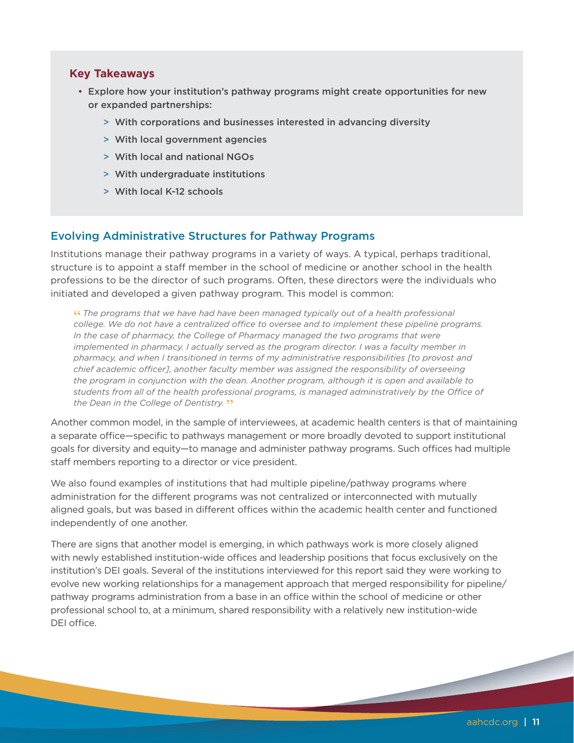### Key Takeaways

- Explore how your institution's pathway programs might create opportunities for new or expanded partnerships:
  - With corporations and businesses interested in advancing diversity
  - With local government agencies
  - With local and national NGOs
  - With undergraduate institutions
  - With local K-12 schools

## Evolving Administrative Structures for Pathway Programs

Institutions manage their pathway programs in a variety of ways. A typical, perhaps traditional, structure is to appoint a staff member in the school of medicine or another school in the health professions to be the director of such programs. Often, these directors were the individuals who initiated and developed a given pathway program. This model is common:

> *"The programs that we have had have been managed typically out of a health professional college. We do not have a centralized office to oversee and to implement these pipeline programs. In the case of pharmacy, the College of Pharmacy managed the two programs that were implemented in pharmacy. I actually served as the program director. I was a faculty member in pharmacy, and when I transitioned in terms of my administrative responsibilities [to provost and chief academic officer], another faculty member was assigned the responsibility of overseeing the program in conjunction with the dean. Another program, although it is open and available to students from all of the health professional programs, is managed administratively by the Office of the Dean in the College of Dentistry."*

Another common model, in the sample of interviewees, at academic health centers is that of maintaining a separate office—specific to pathways management or more broadly devoted to support institutional goals for diversity and equity—to manage and administer pathway programs. Such offices had multiple staff members reporting to a director or vice president.

We also found examples of institutions that had multiple pipeline/pathway programs where administration for the different programs was not centralized or interconnected with mutually aligned goals, but was based in different offices within the academic health center and functioned independently of one another.

There are signs that another model is emerging, in which pathways work is more closely aligned with newly established institution-wide offices and leadership positions that focus exclusively on the institution's DEI goals. Several of the institutions interviewed for this report said they were working to evolve new working relationships for a management approach that merged responsibility for pipeline/pathway programs administration from a base in an office within the school of medicine or other professional school to, at a minimum, shared responsibility with a relatively new institution-wide DEI office.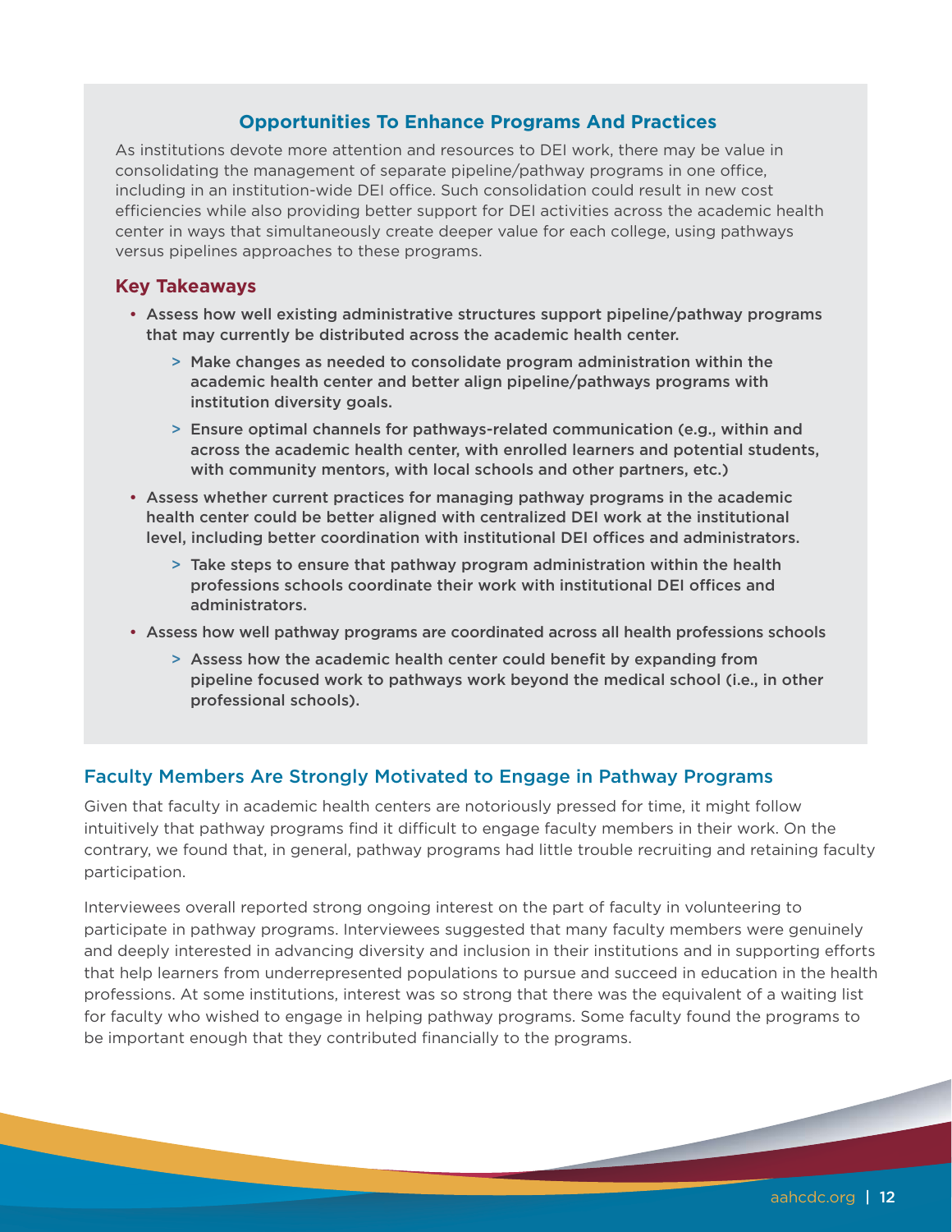### Opportunities To Enhance Programs And Practices

As institutions devote more attention and resources to DEI work, there may be value in consolidating the management of separate pipeline/pathway programs in one office, including in an institution-wide DEI office. Such consolidation could result in new cost efficiencies while also providing better support for DEI activities across the academic health center in ways that simultaneously create deeper value for each college, using pathways versus pipelines approaches to these programs.

#### Key Takeaways

- **Assess how well existing administrative structures support pipeline/pathway programs that may currently be distributed across the academic health center.**
  - **Make changes as needed to consolidate program administration within the academic health center and better align pipeline/pathways programs with institution diversity goals.**
  - **Ensure optimal channels for pathways-related communication (e.g., within and across the academic health center, with enrolled learners and potential students, with community mentors, with local schools and other partners, etc.)**
- **Assess whether current practices for managing pathway programs in the academic health center could be better aligned with centralized DEI work at the institutional level, including better coordination with institutional DEI offices and administrators.**
  - **Take steps to ensure that pathway program administration within the health professions schools coordinate their work with institutional DEI offices and administrators.**
- **Assess how well pathway programs are coordinated across all health professions schools**
  - **Assess how the academic health center could benefit by expanding from pipeline focused work to pathways work beyond the medical school (i.e., in other professional schools).**

## Faculty Members Are Strongly Motivated to Engage in Pathway Programs

Given that faculty in academic health centers are notoriously pressed for time, it might follow intuitively that pathway programs find it difficult to engage faculty members in their work. On the contrary, we found that, in general, pathway programs had little trouble recruiting and retaining faculty participation.

Interviewees overall reported strong ongoing interest on the part of faculty in volunteering to participate in pathway programs. Interviewees suggested that many faculty members were genuinely and deeply interested in advancing diversity and inclusion in their institutions and in supporting efforts that help learners from underrepresented populations to pursue and succeed in education in the health professions. At some institutions, interest was so strong that there was the equivalent of a waiting list for faculty who wished to engage in helping pathway programs. Some faculty found the programs to be important enough that they contributed financially to the programs.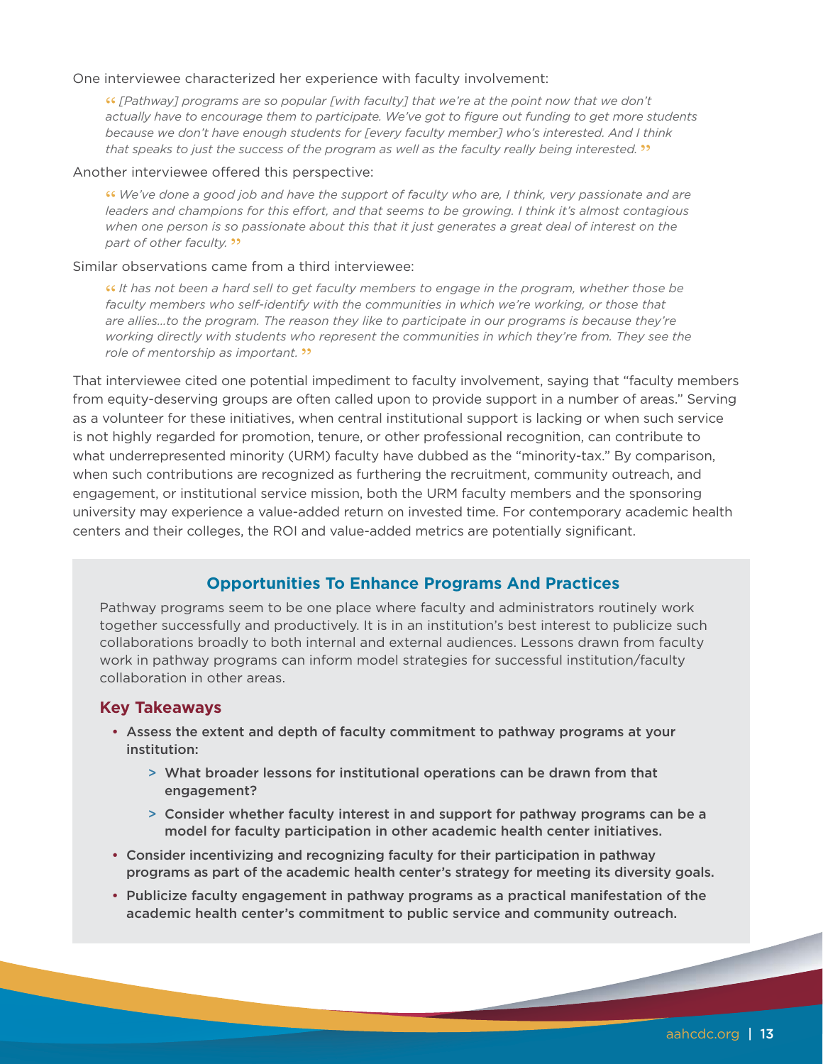One interviewee characterized her experience with faculty involvement:

> *"[Pathway] programs are so popular [with faculty] that we're at the point now that we don't actually have to encourage them to participate. We've got to figure out funding to get more students because we don't have enough students for [every faculty member] who's interested. And I think that speaks to just the success of the program as well as the faculty really being interested."*

Another interviewee offered this perspective:

> *"We've done a good job and have the support of faculty who are, I think, very passionate and are leaders and champions for this effort, and that seems to be growing. I think it's almost contagious when one person is so passionate about this that it just generates a great deal of interest on the part of other faculty."*

Similar observations came from a third interviewee:

> *"It has not been a hard sell to get faculty members to engage in the program, whether those be faculty members who self-identify with the communities in which we're working, or those that are allies...to the program. The reason they like to participate in our programs is because they're working directly with students who represent the communities in which they're from. They see the role of mentorship as important."*

That interviewee cited one potential impediment to faculty involvement, saying that "faculty members from equity-deserving groups are often called upon to provide support in a number of areas." Serving as a volunteer for these initiatives, when central institutional support is lacking or when such service is not highly regarded for promotion, tenure, or other professional recognition, can contribute to what underrepresented minority (URM) faculty have dubbed as the "minority-tax." By comparison, when such contributions are recognized as furthering the recruitment, community outreach, and engagement, or institutional service mission, both the URM faculty members and the sponsoring university may experience a value-added return on invested time. For contemporary academic health centers and their colleges, the ROI and value-added metrics are potentially significant.

## Opportunities To Enhance Programs And Practices

Pathway programs seem to be one place where faculty and administrators routinely work together successfully and productively. It is in an institution's best interest to publicize such collaborations broadly to both internal and external audiences. Lessons drawn from faculty work in pathway programs can inform model strategies for successful institution/faculty collaboration in other areas.

### Key Takeaways

- **Assess the extent and depth of faculty commitment to pathway programs at your institution:**
  - **What broader lessons for institutional operations can be drawn from that engagement?**
  - **Consider whether faculty interest in and support for pathway programs can be a model for faculty participation in other academic health center initiatives.**
- **Consider incentivizing and recognizing faculty for their participation in pathway programs as part of the academic health center's strategy for meeting its diversity goals.**
- **Publicize faculty engagement in pathway programs as a practical manifestation of the academic health center's commitment to public service and community outreach.**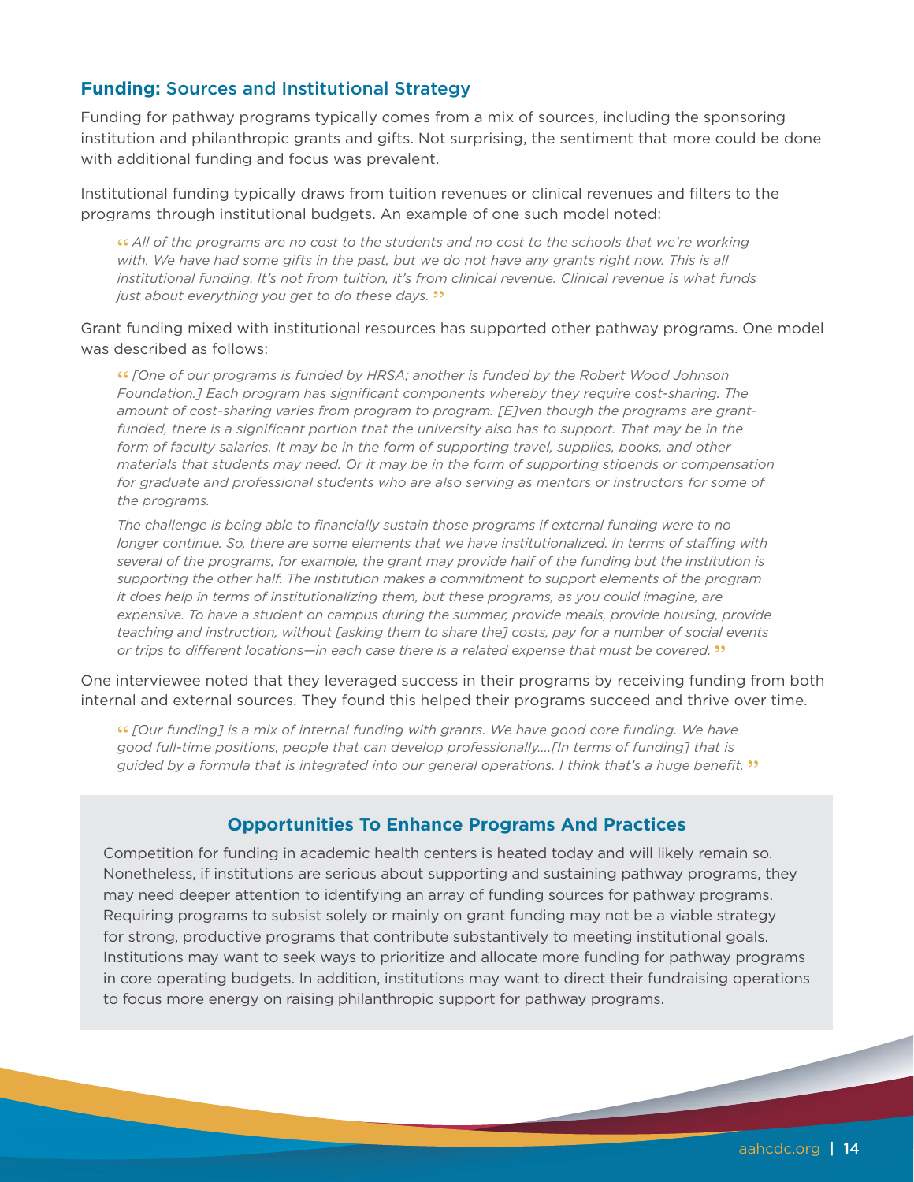## **Funding:** Sources and Institutional Strategy

Funding for pathway programs typically comes from a mix of sources, including the sponsoring institution and philanthropic grants and gifts. Not surprising, the sentiment that more could be done with additional funding and focus was prevalent.

Institutional funding typically draws from tuition revenues or clinical revenues and filters to the programs through institutional budgets. An example of one such model noted:

> “*All of the programs are no cost to the students and no cost to the schools that we're working with. We have had some gifts in the past, but we do not have any grants right now. This is all institutional funding. It's not from tuition, it's from clinical revenue. Clinical revenue is what funds just about everything you get to do these days.*”

Grant funding mixed with institutional resources has supported other pathway programs. One model was described as follows:

> “*[One of our programs is funded by HRSA; another is funded by the Robert Wood Johnson Foundation.] Each program has significant components whereby they require cost-sharing. The amount of cost-sharing varies from program to program. [E]ven though the programs are grant-funded, there is a significant portion that the university also has to support. That may be in the form of faculty salaries. It may be in the form of supporting travel, supplies, books, and other materials that students may need. Or it may be in the form of supporting stipends or compensation for graduate and professional students who are also serving as mentors or instructors for some of the programs.*
>
> *The challenge is being able to financially sustain those programs if external funding were to no longer continue. So, there are some elements that we have institutionalized. In terms of staffing with several of the programs, for example, the grant may provide half of the funding but the institution is supporting the other half. The institution makes a commitment to support elements of the program it does help in terms of institutionalizing them, but these programs, as you could imagine, are expensive. To have a student on campus during the summer, provide meals, provide housing, provide teaching and instruction, without [asking them to share the] costs, pay for a number of social events or trips to different locations—in each case there is a related expense that must be covered.*”

One interviewee noted that they leveraged success in their programs by receiving funding from both internal and external sources. They found this helped their programs succeed and thrive over time.

> “*[Our funding] is a mix of internal funding with grants. We have good core funding. We have good full-time positions, people that can develop professionally....[In terms of funding] that is guided by a formula that is integrated into our general operations. I think that's a huge benefit.*”

### Opportunities To Enhance Programs And Practices

Competition for funding in academic health centers is heated today and will likely remain so. Nonetheless, if institutions are serious about supporting and sustaining pathway programs, they may need deeper attention to identifying an array of funding sources for pathway programs. Requiring programs to subsist solely or mainly on grant funding may not be a viable strategy for strong, productive programs that contribute substantively to meeting institutional goals. Institutions may want to seek ways to prioritize and allocate more funding for pathway programs in core operating budgets. In addition, institutions may want to direct their fundraising operations to focus more energy on raising philanthropic support for pathway programs.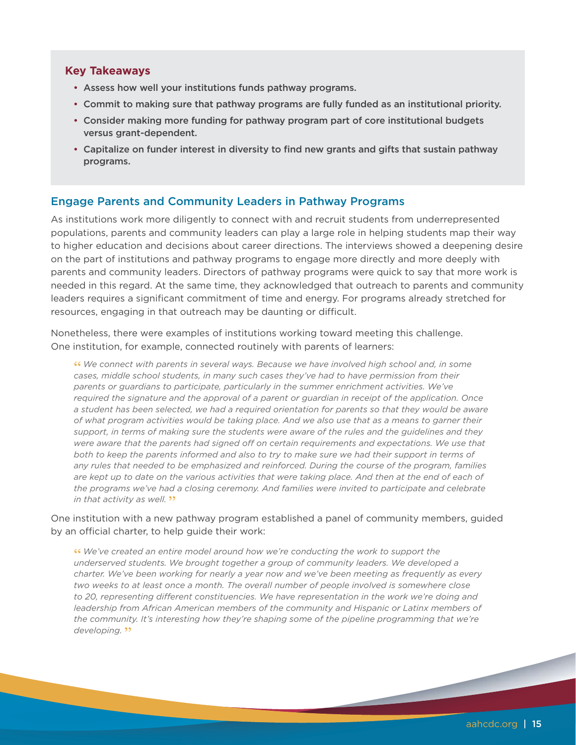**Key Takeaways**

- Assess how well your institutions funds pathway programs.
- Commit to making sure that pathway programs are fully funded as an institutional priority.
- Consider making more funding for pathway program part of core institutional budgets versus grant-dependent.
- Capitalize on funder interest in diversity to find new grants and gifts that sustain pathway programs.

## Engage Parents and Community Leaders in Pathway Programs

As institutions work more diligently to connect with and recruit students from underrepresented populations, parents and community leaders can play a large role in helping students map their way to higher education and decisions about career directions. The interviews showed a deepening desire on the part of institutions and pathway programs to engage more directly and more deeply with parents and community leaders. Directors of pathway programs were quick to say that more work is needed in this regard. At the same time, they acknowledged that outreach to parents and community leaders requires a significant commitment of time and energy. For programs already stretched for resources, engaging in that outreach may be daunting or difficult.

Nonetheless, there were examples of institutions working toward meeting this challenge. One institution, for example, connected routinely with parents of learners:

> *"We connect with parents in several ways. Because we have involved high school and, in some cases, middle school students, in many such cases they've had to have permission from their parents or guardians to participate, particularly in the summer enrichment activities. We've required the signature and the approval of a parent or guardian in receipt of the application. Once a student has been selected, we had a required orientation for parents so that they would be aware of what program activities would be taking place. And we also use that as a means to garner their support, in terms of making sure the students were aware of the rules and the guidelines and they were aware that the parents had signed off on certain requirements and expectations. We use that both to keep the parents informed and also to try to make sure we had their support in terms of any rules that needed to be emphasized and reinforced. During the course of the program, families are kept up to date on the various activities that were taking place. And then at the end of each of the programs we've had a closing ceremony. And families were invited to participate and celebrate in that activity as well."*

One institution with a new pathway program established a panel of community members, guided by an official charter, to help guide their work:

> *"We've created an entire model around how we're conducting the work to support the underserved students. We brought together a group of community leaders. We developed a charter. We've been working for nearly a year now and we've been meeting as frequently as every two weeks to at least once a month. The overall number of people involved is somewhere close to 20, representing different constituencies. We have representation in the work we're doing and leadership from African American members of the community and Hispanic or Latinx members of the community. It's interesting how they're shaping some of the pipeline programming that we're developing."*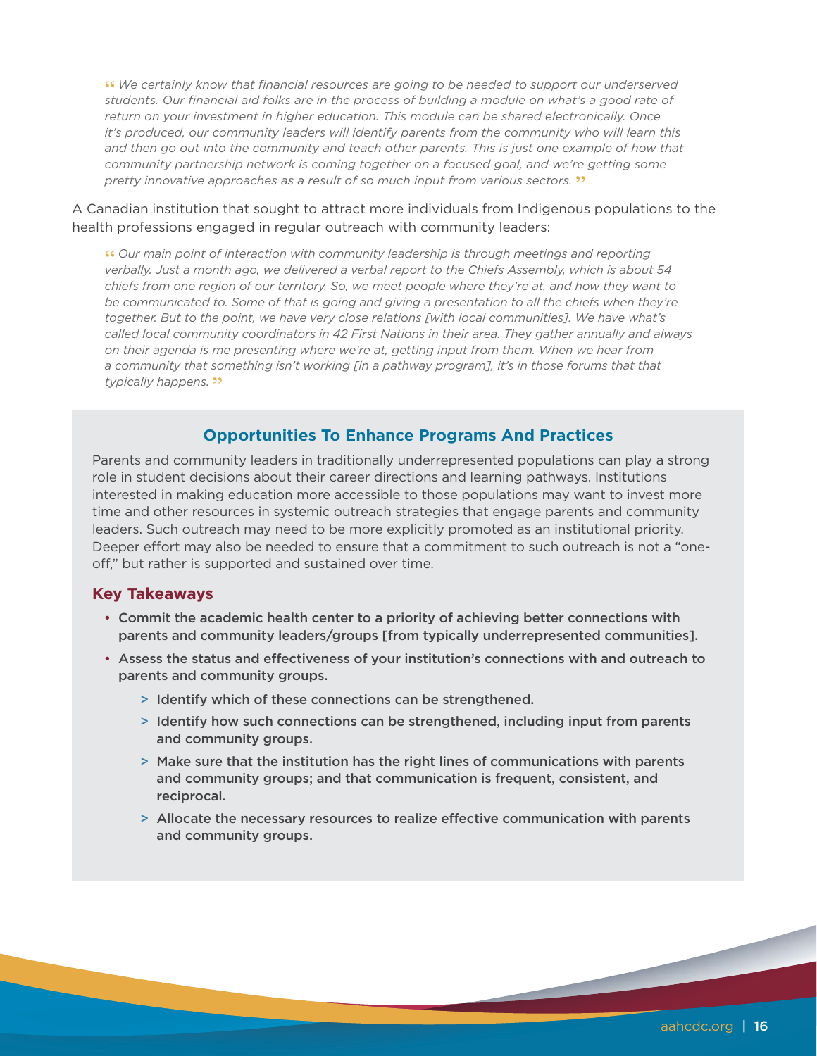> *"We certainly know that financial resources are going to be needed to support our underserved students. Our financial aid folks are in the process of building a module on what's a good rate of return on your investment in higher education. This module can be shared electronically. Once it's produced, our community leaders will identify parents from the community who will learn this and then go out into the community and teach other parents. This is just one example of how that community partnership network is coming together on a focused goal, and we're getting some pretty innovative approaches as a result of so much input from various sectors."*

A Canadian institution that sought to attract more individuals from Indigenous populations to the health professions engaged in regular outreach with community leaders:

> *"Our main point of interaction with community leadership is through meetings and reporting verbally. Just a month ago, we delivered a verbal report to the Chiefs Assembly, which is about 54 chiefs from one region of our territory. So, we meet people where they're at, and how they want to be communicated to. Some of that is going and giving a presentation to all the chiefs when they're together. But to the point, we have very close relations [with local communities]. We have what's called local community coordinators in 42 First Nations in their area. They gather annually and always on their agenda is me presenting where we're at, getting input from them. When we hear from a community that something isn't working [in a pathway program], it's in those forums that that typically happens."*

## Opportunities To Enhance Programs And Practices

Parents and community leaders in traditionally underrepresented populations can play a strong role in student decisions about their career directions and learning pathways. Institutions interested in making education more accessible to those populations may want to invest more time and other resources in systemic outreach strategies that engage parents and community leaders. Such outreach may need to be more explicitly promoted as an institutional priority. Deeper effort may also be needed to ensure that a commitment to such outreach is not a "one-off," but rather is supported and sustained over time.

### Key Takeaways

- **Commit the academic health center to a priority of achieving better connections with parents and community leaders/groups [from typically underrepresented communities].**
- **Assess the status and effectiveness of your institution's connections with and outreach to parents and community groups.**
  - **Identify which of these connections can be strengthened.**
  - **Identify how such connections can be strengthened, including input from parents and community groups.**
  - **Make sure that the institution has the right lines of communications with parents and community groups; and that communication is frequent, consistent, and reciprocal.**
  - **Allocate the necessary resources to realize effective communication with parents and community groups.**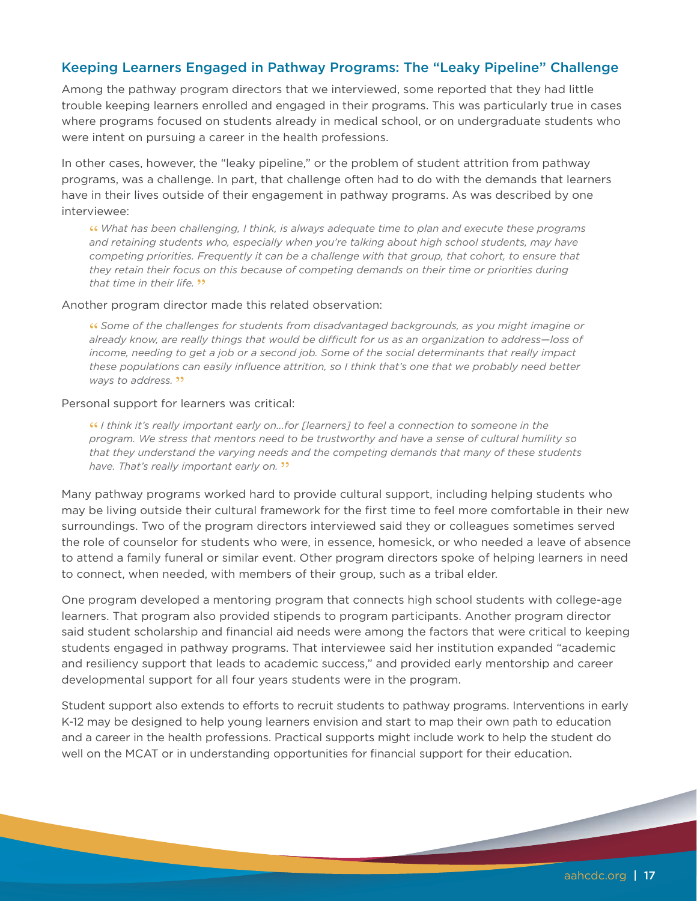## Keeping Learners Engaged in Pathway Programs: The "Leaky Pipeline" Challenge

Among the pathway program directors that we interviewed, some reported that they had little trouble keeping learners enrolled and engaged in their programs. This was particularly true in cases where programs focused on students already in medical school, or on undergraduate students who were intent on pursuing a career in the health professions.

In other cases, however, the "leaky pipeline," or the problem of student attrition from pathway programs, was a challenge. In part, that challenge often had to do with the demands that learners have in their lives outside of their engagement in pathway programs. As was described by one interviewee:

> *"What has been challenging, I think, is always adequate time to plan and execute these programs and retaining students who, especially when you're talking about high school students, may have competing priorities. Frequently it can be a challenge with that group, that cohort, to ensure that they retain their focus on this because of competing demands on their time or priorities during that time in their life."*

Another program director made this related observation:

> *"Some of the challenges for students from disadvantaged backgrounds, as you might imagine or already know, are really things that would be difficult for us as an organization to address—loss of income, needing to get a job or a second job. Some of the social determinants that really impact these populations can easily influence attrition, so I think that's one that we probably need better ways to address."*

Personal support for learners was critical:

> *"I think it's really important early on…for [learners] to feel a connection to someone in the program. We stress that mentors need to be trustworthy and have a sense of cultural humility so that they understand the varying needs and the competing demands that many of these students have. That's really important early on."*

Many pathway programs worked hard to provide cultural support, including helping students who may be living outside their cultural framework for the first time to feel more comfortable in their new surroundings. Two of the program directors interviewed said they or colleagues sometimes served the role of counselor for students who were, in essence, homesick, or who needed a leave of absence to attend a family funeral or similar event. Other program directors spoke of helping learners in need to connect, when needed, with members of their group, such as a tribal elder.

One program developed a mentoring program that connects high school students with college-age learners. That program also provided stipends to program participants. Another program director said student scholarship and financial aid needs were among the factors that were critical to keeping students engaged in pathway programs. That interviewee said her institution expanded "academic and resiliency support that leads to academic success," and provided early mentorship and career developmental support for all four years students were in the program.

Student support also extends to efforts to recruit students to pathway programs. Interventions in early K-12 may be designed to help young learners envision and start to map their own path to education and a career in the health professions. Practical supports might include work to help the student do well on the MCAT or in understanding opportunities for financial support for their education.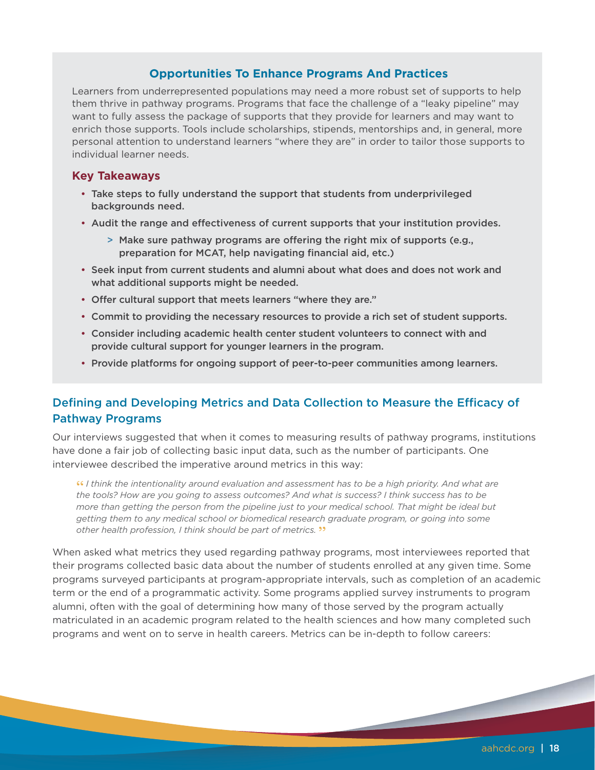### Opportunities To Enhance Programs And Practices

Learners from underrepresented populations may need a more robust set of supports to help them thrive in pathway programs. Programs that face the challenge of a "leaky pipeline" may want to fully assess the package of supports that they provide for learners and may want to enrich those supports. Tools include scholarships, stipends, mentorships and, in general, more personal attention to understand learners "where they are" in order to tailor those supports to individual learner needs.

#### Key Takeaways

- **Take steps to fully understand the support that students from underprivileged backgrounds need.**
- **Audit the range and effectiveness of current supports that your institution provides.**
  - **Make sure pathway programs are offering the right mix of supports (e.g., preparation for MCAT, help navigating financial aid, etc.)**
- **Seek input from current students and alumni about what does and does not work and what additional supports might be needed.**
- **Offer cultural support that meets learners "where they are."**
- **Commit to providing the necessary resources to provide a rich set of student supports.**
- **Consider including academic health center student volunteers to connect with and provide cultural support for younger learners in the program.**
- **Provide platforms for ongoing support of peer-to-peer communities among learners.**

## Defining and Developing Metrics and Data Collection to Measure the Efficacy of Pathway Programs

Our interviews suggested that when it comes to measuring results of pathway programs, institutions have done a fair job of collecting basic input data, such as the number of participants. One interviewee described the imperative around metrics in this way:

> *"I think the intentionality around evaluation and assessment has to be a high priority. And what are the tools? How are you going to assess outcomes? And what is success? I think success has to be more than getting the person from the pipeline just to your medical school. That might be ideal but getting them to any medical school or biomedical research graduate program, or going into some other health profession, I think should be part of metrics."*

When asked what metrics they used regarding pathway programs, most interviewees reported that their programs collected basic data about the number of students enrolled at any given time. Some programs surveyed participants at program-appropriate intervals, such as completion of an academic term or the end of a programmatic activity. Some programs applied survey instruments to program alumni, often with the goal of determining how many of those served by the program actually matriculated in an academic program related to the health sciences and how many completed such programs and went on to serve in health careers. Metrics can be in-depth to follow careers: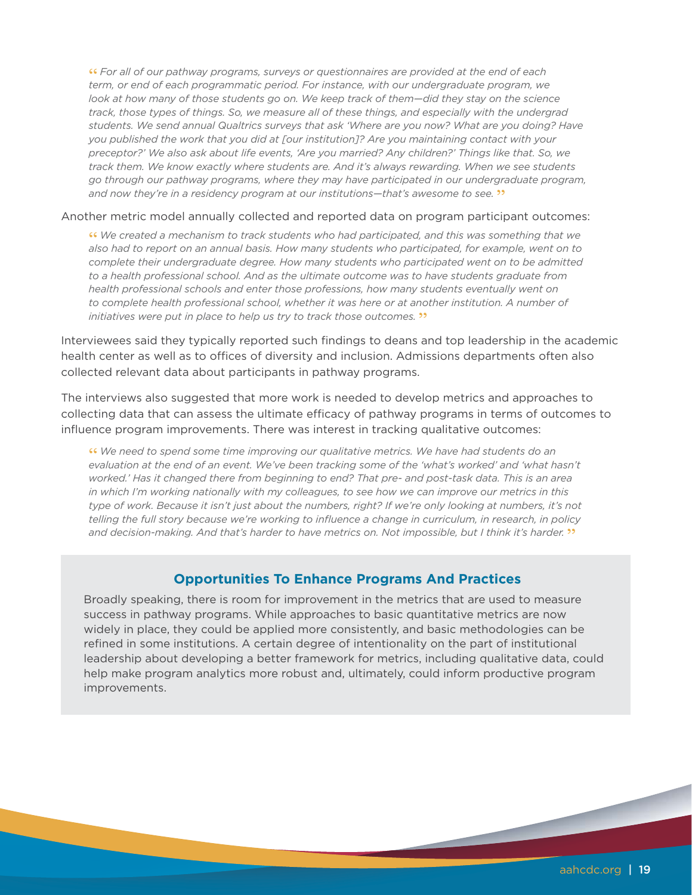> *" For all of our pathway programs, surveys or questionnaires are provided at the end of each term, or end of each programmatic period. For instance, with our undergraduate program, we look at how many of those students go on. We keep track of them—did they stay on the science track, those types of things. So, we measure all of these things, and especially with the undergrad students. We send annual Qualtrics surveys that ask 'Where are you now? What are you doing? Have you published the work that you did at [our institution]? Are you maintaining contact with your preceptor?' We also ask about life events, 'Are you married? Any children?' Things like that. So, we track them. We know exactly where students are. And it's always rewarding. When we see students go through our pathway programs, where they may have participated in our undergraduate program, and now they're in a residency program at our institutions—that's awesome to see. "*

Another metric model annually collected and reported data on program participant outcomes:

> *" We created a mechanism to track students who had participated, and this was something that we also had to report on an annual basis. How many students who participated, for example, went on to complete their undergraduate degree. How many students who participated went on to be admitted to a health professional school. And as the ultimate outcome was to have students graduate from health professional schools and enter those professions, how many students eventually went on to complete health professional school, whether it was here or at another institution. A number of initiatives were put in place to help us try to track those outcomes. "*

Interviewees said they typically reported such findings to deans and top leadership in the academic health center as well as to offices of diversity and inclusion. Admissions departments often also collected relevant data about participants in pathway programs.

The interviews also suggested that more work is needed to develop metrics and approaches to collecting data that can assess the ultimate efficacy of pathway programs in terms of outcomes to influence program improvements. There was interest in tracking qualitative outcomes:

> *" We need to spend some time improving our qualitative metrics. We have had students do an evaluation at the end of an event. We've been tracking some of the 'what's worked' and 'what hasn't worked.' Has it changed there from beginning to end? That pre- and post-task data. This is an area in which I'm working nationally with my colleagues, to see how we can improve our metrics in this type of work. Because it isn't just about the numbers, right? If we're only looking at numbers, it's not telling the full story because we're working to influence a change in curriculum, in research, in policy and decision-making. And that's harder to have metrics on. Not impossible, but I think it's harder. "*

### Opportunities To Enhance Programs And Practices

Broadly speaking, there is room for improvement in the metrics that are used to measure success in pathway programs. While approaches to basic quantitative metrics are now widely in place, they could be applied more consistently, and basic methodologies can be refined in some institutions. A certain degree of intentionality on the part of institutional leadership about developing a better framework for metrics, including qualitative data, could help make program analytics more robust and, ultimately, could inform productive program improvements.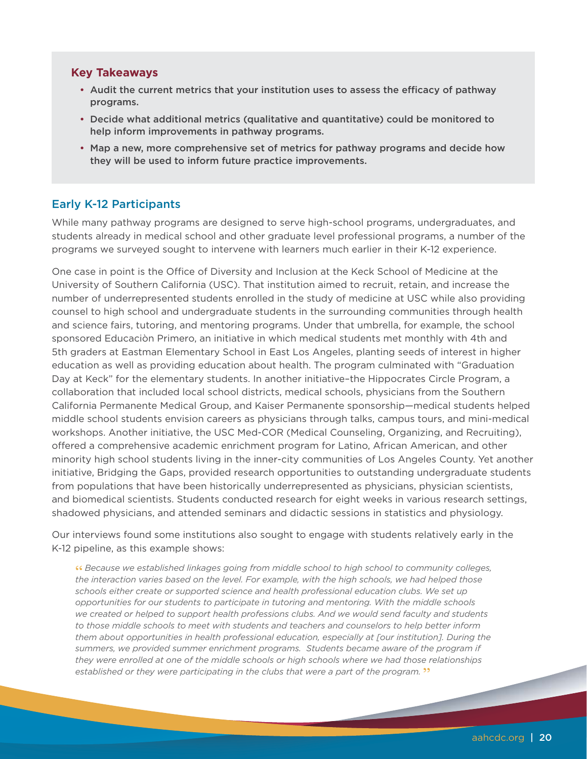**Key Takeaways**

- Audit the current metrics that your institution uses to assess the efficacy of pathway programs.
- Decide what additional metrics (qualitative and quantitative) could be monitored to help inform improvements in pathway programs.
- Map a new, more comprehensive set of metrics for pathway programs and decide how they will be used to inform future practice improvements.

## Early K-12 Participants

While many pathway programs are designed to serve high-school programs, undergraduates, and students already in medical school and other graduate level professional programs, a number of the programs we surveyed sought to intervene with learners much earlier in their K-12 experience.

One case in point is the Office of Diversity and Inclusion at the Keck School of Medicine at the University of Southern California (USC). That institution aimed to recruit, retain, and increase the number of underrepresented students enrolled in the study of medicine at USC while also providing counsel to high school and undergraduate students in the surrounding communities through health and science fairs, tutoring, and mentoring programs. Under that umbrella, for example, the school sponsored Educaciòn Primero, an initiative in which medical students met monthly with 4th and 5th graders at Eastman Elementary School in East Los Angeles, planting seeds of interest in higher education as well as providing education about health. The program culminated with "Graduation Day at Keck" for the elementary students. In another initiative–the Hippocrates Circle Program, a collaboration that included local school districts, medical schools, physicians from the Southern California Permanente Medical Group, and Kaiser Permanente sponsorship—medical students helped middle school students envision careers as physicians through talks, campus tours, and mini-medical workshops. Another initiative, the USC Med-COR (Medical Counseling, Organizing, and Recruiting), offered a comprehensive academic enrichment program for Latino, African American, and other minority high school students living in the inner-city communities of Los Angeles County. Yet another initiative, Bridging the Gaps, provided research opportunities to outstanding undergraduate students from populations that have been historically underrepresented as physicians, physician scientists, and biomedical scientists. Students conducted research for eight weeks in various research settings, shadowed physicians, and attended seminars and didactic sessions in statistics and physiology.

Our interviews found some institutions also sought to engage with students relatively early in the K-12 pipeline, as this example shows:

> *"Because we established linkages going from middle school to high school to community colleges, the interaction varies based on the level. For example, with the high schools, we had helped those schools either create or supported science and health professional education clubs. We set up opportunities for our students to participate in tutoring and mentoring. With the middle schools we created or helped to support health professions clubs. And we would send faculty and students to those middle schools to meet with students and teachers and counselors to help better inform them about opportunities in health professional education, especially at [our institution]. During the summers, we provided summer enrichment programs. Students became aware of the program if they were enrolled at one of the middle schools or high schools where we had those relationships established or they were participating in the clubs that were a part of the program."*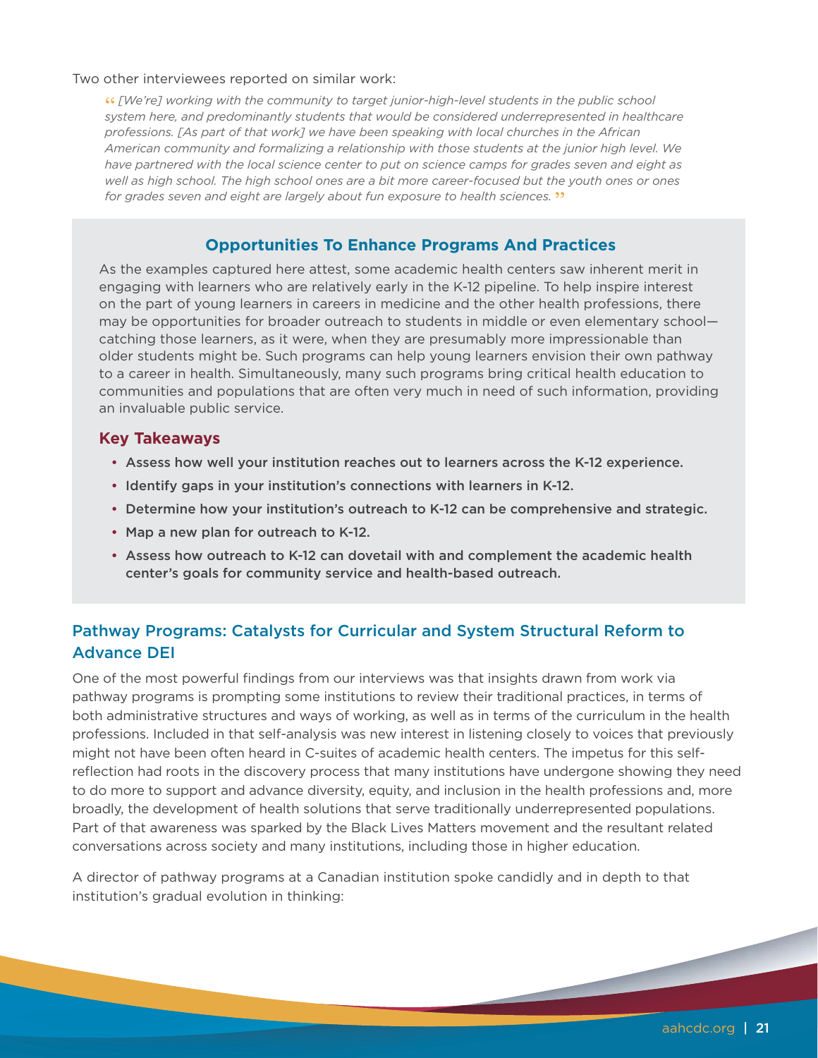Two other interviewees reported on similar work:

> *[We're] working with the community to target junior-high-level students in the public school system here, and predominantly students that would be considered underrepresented in healthcare professions. [As part of that work] we have been speaking with local churches in the African American community and formalizing a relationship with those students at the junior high level. We have partnered with the local science center to put on science camps for grades seven and eight as well as high school. The high school ones are a bit more career-focused but the youth ones or ones for grades seven and eight are largely about fun exposure to health sciences.*

### Opportunities To Enhance Programs And Practices

As the examples captured here attest, some academic health centers saw inherent merit in engaging with learners who are relatively early in the K-12 pipeline. To help inspire interest on the part of young learners in careers in medicine and the other health professions, there may be opportunities for broader outreach to students in middle or even elementary school—catching those learners, as it were, when they are presumably more impressionable than older students might be. Such programs can help young learners envision their own pathway to a career in health. Simultaneously, many such programs bring critical health education to communities and populations that are often very much in need of such information, providing an invaluable public service.

#### Key Takeaways

- **Assess how well your institution reaches out to learners across the K-12 experience.**
- **Identify gaps in your institution's connections with learners in K-12.**
- **Determine how your institution's outreach to K-12 can be comprehensive and strategic.**
- **Map a new plan for outreach to K-12.**
- **Assess how outreach to K-12 can dovetail with and complement the academic health center's goals for community service and health-based outreach.**

## Pathway Programs: Catalysts for Curricular and System Structural Reform to Advance DEI

One of the most powerful findings from our interviews was that insights drawn from work via pathway programs is prompting some institutions to review their traditional practices, in terms of both administrative structures and ways of working, as well as in terms of the curriculum in the health professions. Included in that self-analysis was new interest in listening closely to voices that previously might not have been often heard in C-suites of academic health centers. The impetus for this self-reflection had roots in the discovery process that many institutions have undergone showing they need to do more to support and advance diversity, equity, and inclusion in the health professions and, more broadly, the development of health solutions that serve traditionally underrepresented populations. Part of that awareness was sparked by the Black Lives Matters movement and the resultant related conversations across society and many institutions, including those in higher education.

A director of pathway programs at a Canadian institution spoke candidly and in depth to that institution's gradual evolution in thinking: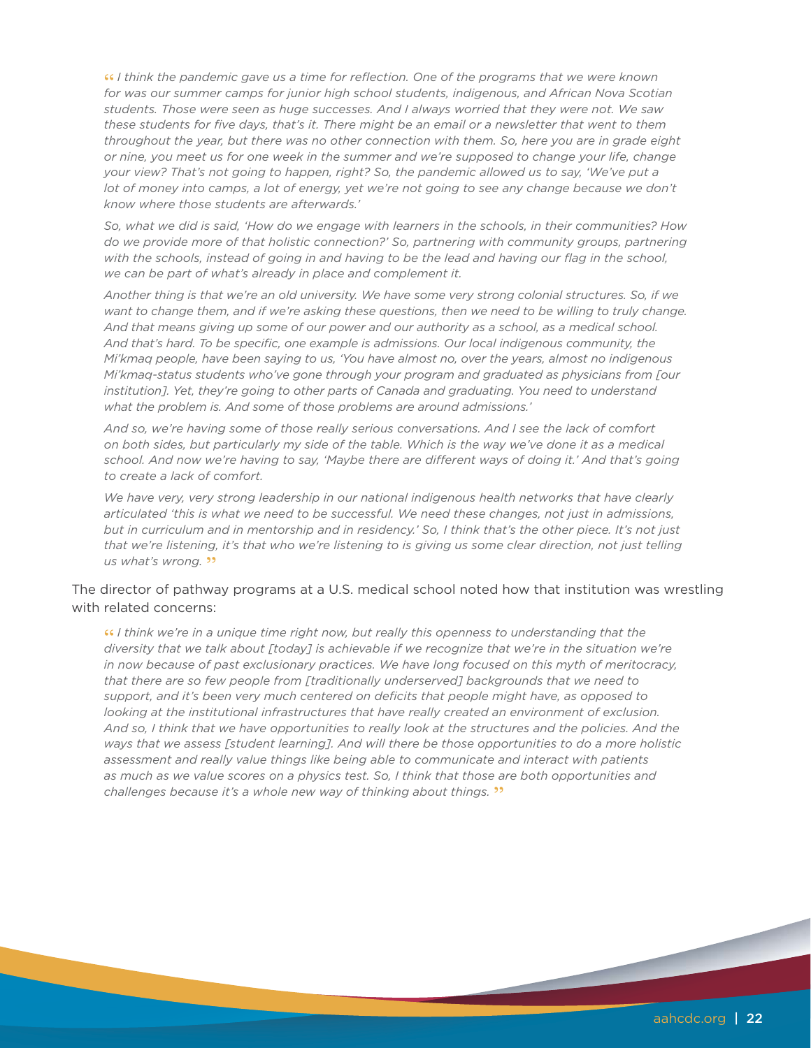*“I think the pandemic gave us a time for reflection. One of the programs that we were known for was our summer camps for junior high school students, indigenous, and African Nova Scotian students. Those were seen as huge successes. And I always worried that they were not. We saw these students for five days, that’s it. There might be an email or a newsletter that went to them throughout the year, but there was no other connection with them. So, here you are in grade eight or nine, you meet us for one week in the summer and we’re supposed to change your life, change your view? That’s not going to happen, right? So, the pandemic allowed us to say, ‘We’ve put a lot of money into camps, a lot of energy, yet we’re not going to see any change because we don’t know where those students are afterwards.’*

*So, what we did is said, ‘How do we engage with learners in the schools, in their communities? How do we provide more of that holistic connection?’ So, partnering with community groups, partnering with the schools, instead of going in and having to be the lead and having our flag in the school, we can be part of what’s already in place and complement it.*

*Another thing is that we’re an old university. We have some very strong colonial structures. So, if we want to change them, and if we’re asking these questions, then we need to be willing to truly change. And that means giving up some of our power and our authority as a school, as a medical school. And that’s hard. To be specific, one example is admissions. Our local indigenous community, the Mi’kmaq people, have been saying to us, ‘You have almost no, over the years, almost no indigenous Mi’kmaq-status students who’ve gone through your program and graduated as physicians from [our institution]. Yet, they’re going to other parts of Canada and graduating. You need to understand what the problem is. And some of those problems are around admissions.’*

*And so, we’re having some of those really serious conversations. And I see the lack of comfort on both sides, but particularly my side of the table. Which is the way we’ve done it as a medical school. And now we’re having to say, ‘Maybe there are different ways of doing it.’ And that’s going to create a lack of comfort.*

*We have very, very strong leadership in our national indigenous health networks that have clearly articulated ‘this is what we need to be successful. We need these changes, not just in admissions, but in curriculum and in mentorship and in residency.’ So, I think that’s the other piece. It’s not just that we’re listening, it’s that who we’re listening to is giving us some clear direction, not just telling us what’s wrong.”*

The director of pathway programs at a U.S. medical school noted how that institution was wrestling with related concerns:

*“I think we’re in a unique time right now, but really this openness to understanding that the diversity that we talk about [today] is achievable if we recognize that we’re in the situation we’re in now because of past exclusionary practices. We have long focused on this myth of meritocracy, that there are so few people from [traditionally underserved] backgrounds that we need to support, and it’s been very much centered on deficits that people might have, as opposed to looking at the institutional infrastructures that have really created an environment of exclusion. And so, I think that we have opportunities to really look at the structures and the policies. And the ways that we assess [student learning]. And will there be those opportunities to do a more holistic assessment and really value things like being able to communicate and interact with patients as much as we value scores on a physics test. So, I think that those are both opportunities and challenges because it’s a whole new way of thinking about things.”*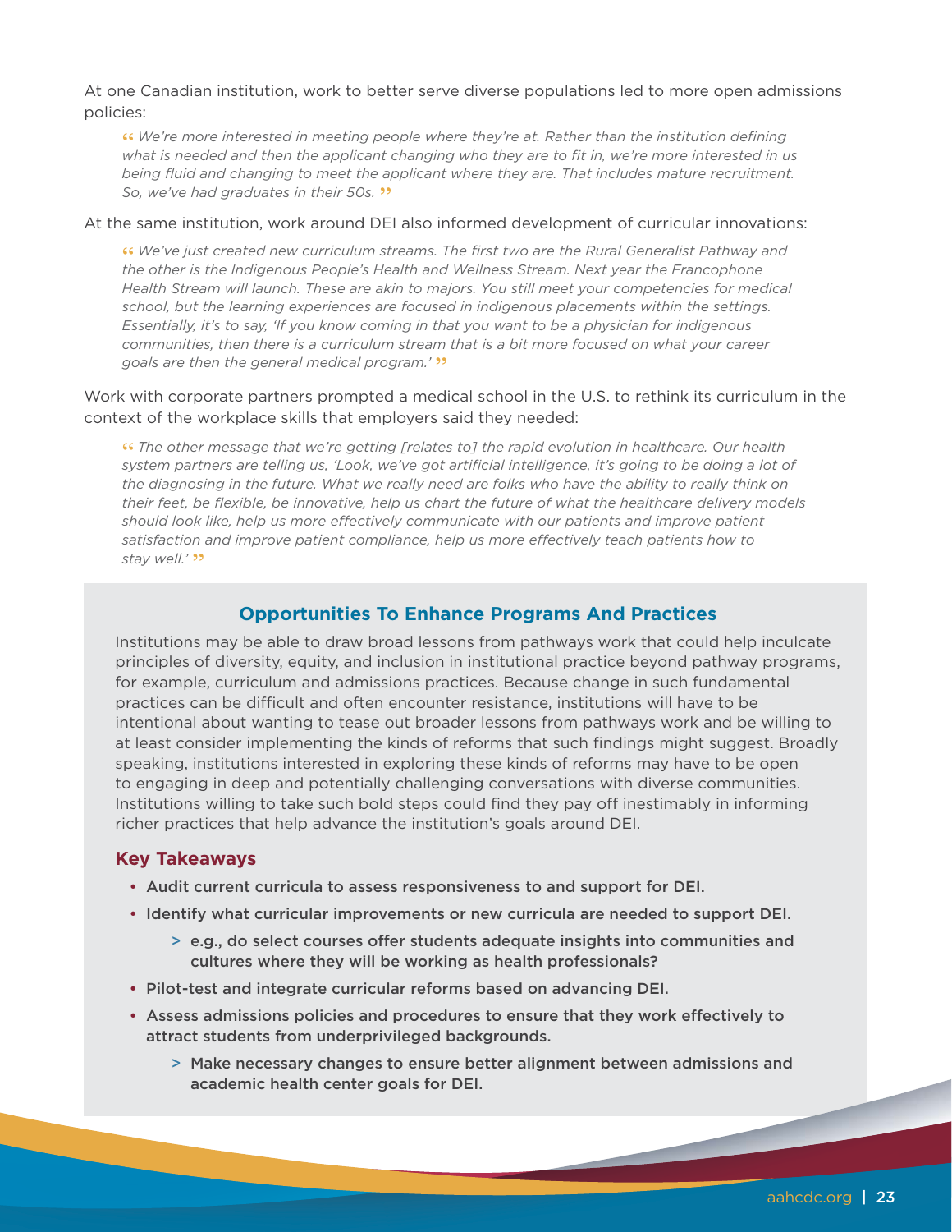At one Canadian institution, work to better serve diverse populations led to more open admissions policies:

> *“We’re more interested in meeting people where they’re at. Rather than the institution defining what is needed and then the applicant changing who they are to fit in, we’re more interested in us being fluid and changing to meet the applicant where they are. That includes mature recruitment. So, we’ve had graduates in their 50s.”*

At the same institution, work around DEI also informed development of curricular innovations:

> *“We’ve just created new curriculum streams. The first two are the Rural Generalist Pathway and the other is the Indigenous People’s Health and Wellness Stream. Next year the Francophone Health Stream will launch. These are akin to majors. You still meet your competencies for medical school, but the learning experiences are focused in indigenous placements within the settings. Essentially, it’s to say, ‘If you know coming in that you want to be a physician for indigenous communities, then there is a curriculum stream that is a bit more focused on what your career goals are then the general medical program.’”*

Work with corporate partners prompted a medical school in the U.S. to rethink its curriculum in the context of the workplace skills that employers said they needed:

> *“The other message that we’re getting [relates to] the rapid evolution in healthcare. Our health system partners are telling us, ‘Look, we’ve got artificial intelligence, it’s going to be doing a lot of the diagnosing in the future. What we really need are folks who have the ability to really think on their feet, be flexible, be innovative, help us chart the future of what the healthcare delivery models should look like, help us more effectively communicate with our patients and improve patient satisfaction and improve patient compliance, help us more effectively teach patients how to stay well.’”*

## Opportunities To Enhance Programs And Practices

Institutions may be able to draw broad lessons from pathways work that could help inculcate principles of diversity, equity, and inclusion in institutional practice beyond pathway programs, for example, curriculum and admissions practices. Because change in such fundamental practices can be difficult and often encounter resistance, institutions will have to be intentional about wanting to tease out broader lessons from pathways work and be willing to at least consider implementing the kinds of reforms that such findings might suggest. Broadly speaking, institutions interested in exploring these kinds of reforms may have to be open to engaging in deep and potentially challenging conversations with diverse communities. Institutions willing to take such bold steps could find they pay off inestimably in informing richer practices that help advance the institution’s goals around DEI.

### Key Takeaways

- Audit current curricula to assess responsiveness to and support for DEI.
- Identify what curricular improvements or new curricula are needed to support DEI.
  - e.g., do select courses offer students adequate insights into communities and cultures where they will be working as health professionals?
- Pilot-test and integrate curricular reforms based on advancing DEI.
- Assess admissions policies and procedures to ensure that they work effectively to attract students from underprivileged backgrounds.
  - Make necessary changes to ensure better alignment between admissions and academic health center goals for DEI.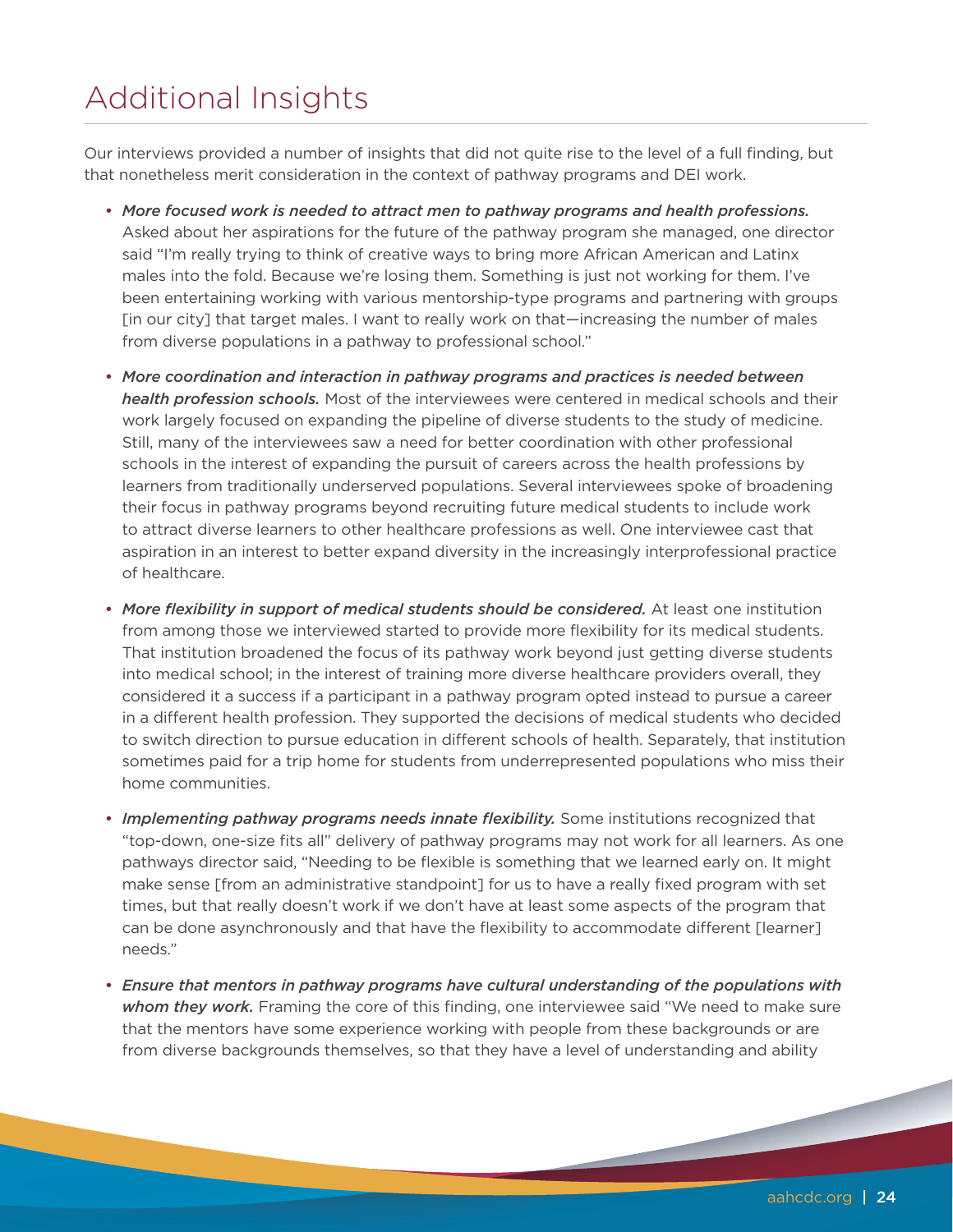# Additional Insights

Our interviews provided a number of insights that did not quite rise to the level of a full finding, but that nonetheless merit consideration in the context of pathway programs and DEI work.

- ***More focused work is needed to attract men to pathway programs and health professions.*** Asked about her aspirations for the future of the pathway program she managed, one director said "I'm really trying to think of creative ways to bring more African American and Latinx males into the fold. Because we're losing them. Something is just not working for them. I've been entertaining working with various mentorship-type programs and partnering with groups [in our city] that target males. I want to really work on that—increasing the number of males from diverse populations in a pathway to professional school."

- ***More coordination and interaction in pathway programs and practices is needed between health profession schools.*** Most of the interviewees were centered in medical schools and their work largely focused on expanding the pipeline of diverse students to the study of medicine. Still, many of the interviewees saw a need for better coordination with other professional schools in the interest of expanding the pursuit of careers across the health professions by learners from traditionally underserved populations. Several interviewees spoke of broadening their focus in pathway programs beyond recruiting future medical students to include work to attract diverse learners to other healthcare professions as well. One interviewee cast that aspiration in an interest to better expand diversity in the increasingly interprofessional practice of healthcare.

- ***More flexibility in support of medical students should be considered.*** At least one institution from among those we interviewed started to provide more flexibility for its medical students. That institution broadened the focus of its pathway work beyond just getting diverse students into medical school; in the interest of training more diverse healthcare providers overall, they considered it a success if a participant in a pathway program opted instead to pursue a career in a different health profession. They supported the decisions of medical students who decided to switch direction to pursue education in different schools of health. Separately, that institution sometimes paid for a trip home for students from underrepresented populations who miss their home communities.

- ***Implementing pathway programs needs innate flexibility.*** Some institutions recognized that "top-down, one-size fits all" delivery of pathway programs may not work for all learners. As one pathways director said, "Needing to be flexible is something that we learned early on. It might make sense [from an administrative standpoint] for us to have a really fixed program with set times, but that really doesn't work if we don't have at least some aspects of the program that can be done asynchronously and that have the flexibility to accommodate different [learner] needs."

- ***Ensure that mentors in pathway programs have cultural understanding of the populations with whom they work.*** Framing the core of this finding, one interviewee said "We need to make sure that the mentors have some experience working with people from these backgrounds or are from diverse backgrounds themselves, so that they have a level of understanding and ability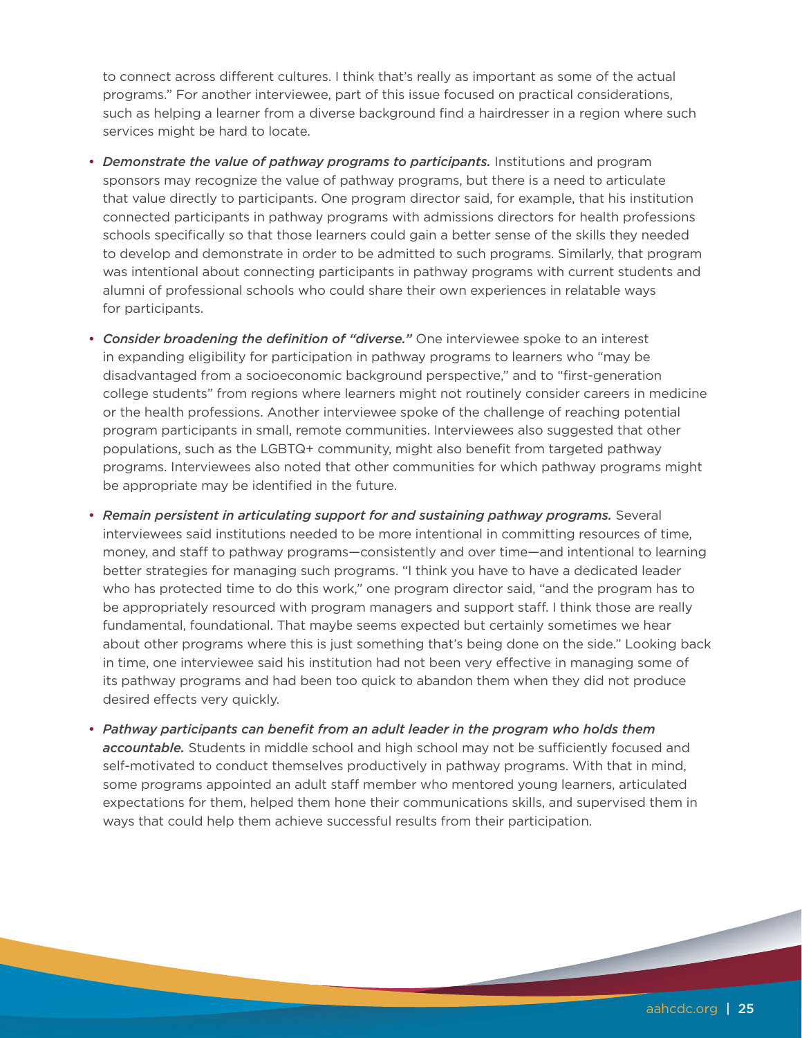to connect across different cultures. I think that's really as important as some of the actual programs." For another interviewee, part of this issue focused on practical considerations, such as helping a learner from a diverse background find a hairdresser in a region where such services might be hard to locate.

- *Demonstrate the value of pathway programs to participants.* Institutions and program sponsors may recognize the value of pathway programs, but there is a need to articulate that value directly to participants. One program director said, for example, that his institution connected participants in pathway programs with admissions directors for health professions schools specifically so that those learners could gain a better sense of the skills they needed to develop and demonstrate in order to be admitted to such programs. Similarly, that program was intentional about connecting participants in pathway programs with current students and alumni of professional schools who could share their own experiences in relatable ways for participants.

- *Consider broadening the definition of "diverse."* One interviewee spoke to an interest in expanding eligibility for participation in pathway programs to learners who "may be disadvantaged from a socioeconomic background perspective," and to "first-generation college students" from regions where learners might not routinely consider careers in medicine or the health professions. Another interviewee spoke of the challenge of reaching potential program participants in small, remote communities. Interviewees also suggested that other populations, such as the LGBTQ+ community, might also benefit from targeted pathway programs. Interviewees also noted that other communities for which pathway programs might be appropriate may be identified in the future.

- *Remain persistent in articulating support for and sustaining pathway programs.* Several interviewees said institutions needed to be more intentional in committing resources of time, money, and staff to pathway programs—consistently and over time—and intentional to learning better strategies for managing such programs. "I think you have to have a dedicated leader who has protected time to do this work," one program director said, "and the program has to be appropriately resourced with program managers and support staff. I think those are really fundamental, foundational. That maybe seems expected but certainly sometimes we hear about other programs where this is just something that's being done on the side." Looking back in time, one interviewee said his institution had not been very effective in managing some of its pathway programs and had been too quick to abandon them when they did not produce desired effects very quickly.

- *Pathway participants can benefit from an adult leader in the program who holds them accountable.* Students in middle school and high school may not be sufficiently focused and self-motivated to conduct themselves productively in pathway programs. With that in mind, some programs appointed an adult staff member who mentored young learners, articulated expectations for them, helped them hone their communications skills, and supervised them in ways that could help them achieve successful results from their participation.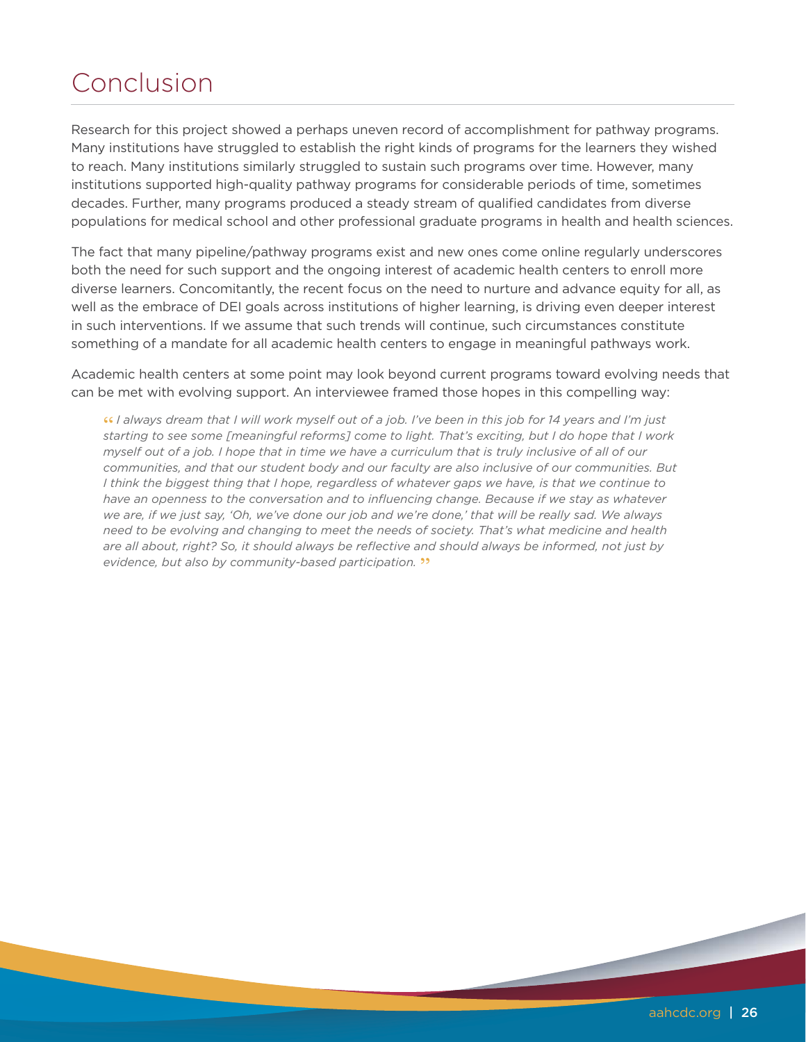# Conclusion

Research for this project showed a perhaps uneven record of accomplishment for pathway programs. Many institutions have struggled to establish the right kinds of programs for the learners they wished to reach. Many institutions similarly struggled to sustain such programs over time. However, many institutions supported high-quality pathway programs for considerable periods of time, sometimes decades. Further, many programs produced a steady stream of qualified candidates from diverse populations for medical school and other professional graduate programs in health and health sciences.

The fact that many pipeline/pathway programs exist and new ones come online regularly underscores both the need for such support and the ongoing interest of academic health centers to enroll more diverse learners. Concomitantly, the recent focus on the need to nurture and advance equity for all, as well as the embrace of DEI goals across institutions of higher learning, is driving even deeper interest in such interventions. If we assume that such trends will continue, such circumstances constitute something of a mandate for all academic health centers to engage in meaningful pathways work.

Academic health centers at some point may look beyond current programs toward evolving needs that can be met with evolving support. An interviewee framed those hopes in this compelling way:

> *“I always dream that I will work myself out of a job. I’ve been in this job for 14 years and I’m just starting to see some [meaningful reforms] come to light. That’s exciting, but I do hope that I work myself out of a job. I hope that in time we have a curriculum that is truly inclusive of all of our communities, and that our student body and our faculty are also inclusive of our communities. But I think the biggest thing that I hope, regardless of whatever gaps we have, is that we continue to have an openness to the conversation and to influencing change. Because if we stay as whatever we are, if we just say, ‘Oh, we’ve done our job and we’re done,’ that will be really sad. We always need to be evolving and changing to meet the needs of society. That’s what medicine and health are all about, right? So, it should always be reflective and should always be informed, not just by evidence, but also by community-based participation.”*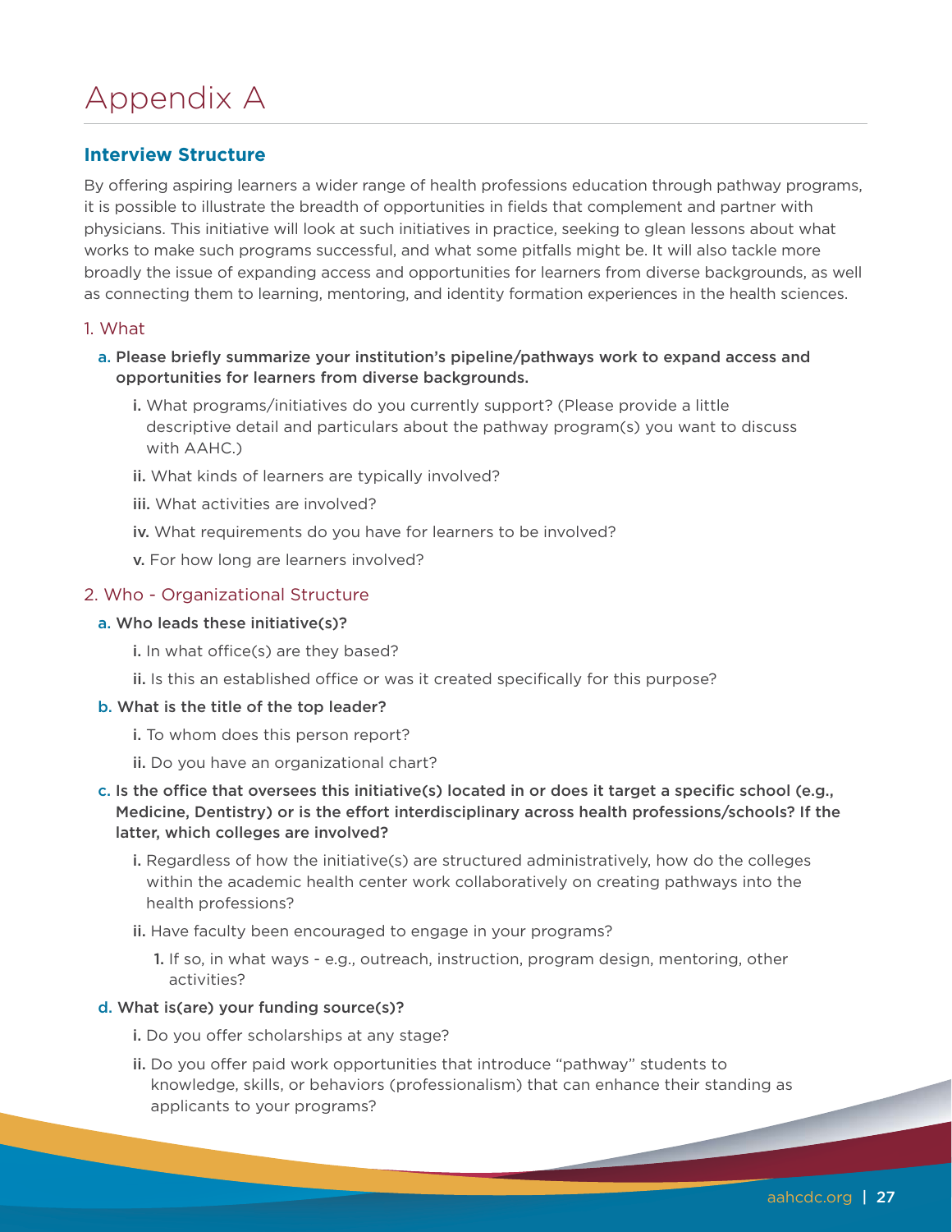# Appendix A

## Interview Structure

By offering aspiring learners a wider range of health professions education through pathway programs, it is possible to illustrate the breadth of opportunities in fields that complement and partner with physicians. This initiative will look at such initiatives in practice, seeking to glean lessons about what works to make such programs successful, and what some pitfalls might be. It will also tackle more broadly the issue of expanding access and opportunities for learners from diverse backgrounds, as well as connecting them to learning, mentoring, and identity formation experiences in the health sciences.

### 1. What

- a. **Please briefly summarize your institution's pipeline/pathways work to expand access and opportunities for learners from diverse backgrounds.**
  - **i.** What programs/initiatives do you currently support? (Please provide a little descriptive detail and particulars about the pathway program(s) you want to discuss with AAHC.)
  - **ii.** What kinds of learners are typically involved?
  - **iii.** What activities are involved?
  - **iv.** What requirements do you have for learners to be involved?
  - **v.** For how long are learners involved?

### 2. Who - Organizational Structure

- a. **Who leads these initiative(s)?**
  - **i.** In what office(s) are they based?
  - **ii.** Is this an established office or was it created specifically for this purpose?
- b. **What is the title of the top leader?**
  - **i.** To whom does this person report?
  - **ii.** Do you have an organizational chart?
- c. **Is the office that oversees this initiative(s) located in or does it target a specific school (e.g., Medicine, Dentistry) or is the effort interdisciplinary across health professions/schools? If the latter, which colleges are involved?**
  - **i.** Regardless of how the initiative(s) are structured administratively, how do the colleges within the academic health center work collaboratively on creating pathways into the health professions?
  - **ii.** Have faculty been encouraged to engage in your programs?
    - **1.** If so, in what ways - e.g., outreach, instruction, program design, mentoring, other activities?
- d. **What is(are) your funding source(s)?**
  - **i.** Do you offer scholarships at any stage?
  - **ii.** Do you offer paid work opportunities that introduce "pathway" students to knowledge, skills, or behaviors (professionalism) that can enhance their standing as applicants to your programs?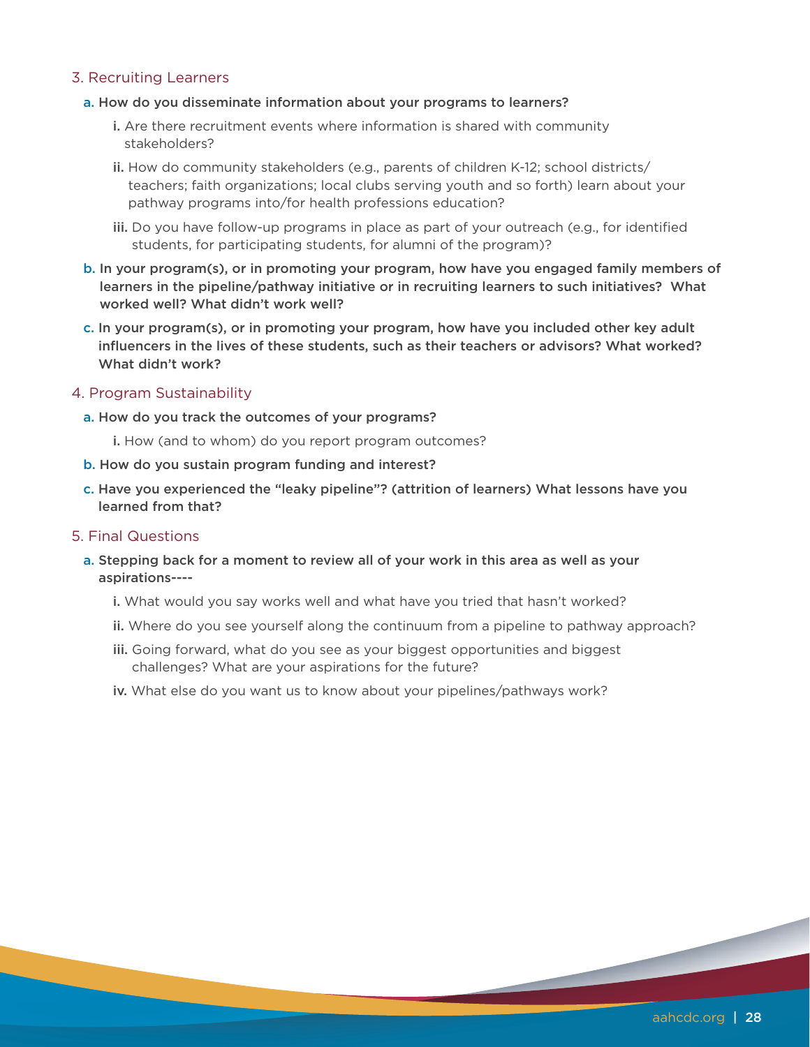## 3. Recruiting Learners

a. **How do you disseminate information about your programs to learners?**

   i. Are there recruitment events where information is shared with community stakeholders?

   ii. How do community stakeholders (e.g., parents of children K-12; school districts/ teachers; faith organizations; local clubs serving youth and so forth) learn about your pathway programs into/for health professions education?

   iii. Do you have follow-up programs in place as part of your outreach (e.g., for identified students, for participating students, for alumni of the program)?

b. **In your program(s), or in promoting your program, how have you engaged family members of learners in the pipeline/pathway initiative or in recruiting learners to such initiatives? What worked well? What didn't work well?**

c. **In your program(s), or in promoting your program, how have you included other key adult influencers in the lives of these students, such as their teachers or advisors? What worked? What didn't work?**

## 4. Program Sustainability

a. **How do you track the outcomes of your programs?**

   i. How (and to whom) do you report program outcomes?

b. **How do you sustain program funding and interest?**

c. **Have you experienced the "leaky pipeline"? (attrition of learners) What lessons have you learned from that?**

## 5. Final Questions

a. **Stepping back for a moment to review all of your work in this area as well as your aspirations----**

   i. What would you say works well and what have you tried that hasn't worked?

   ii. Where do you see yourself along the continuum from a pipeline to pathway approach?

   iii. Going forward, what do you see as your biggest opportunities and biggest challenges? What are your aspirations for the future?

   iv. What else do you want us to know about your pipelines/pathways work?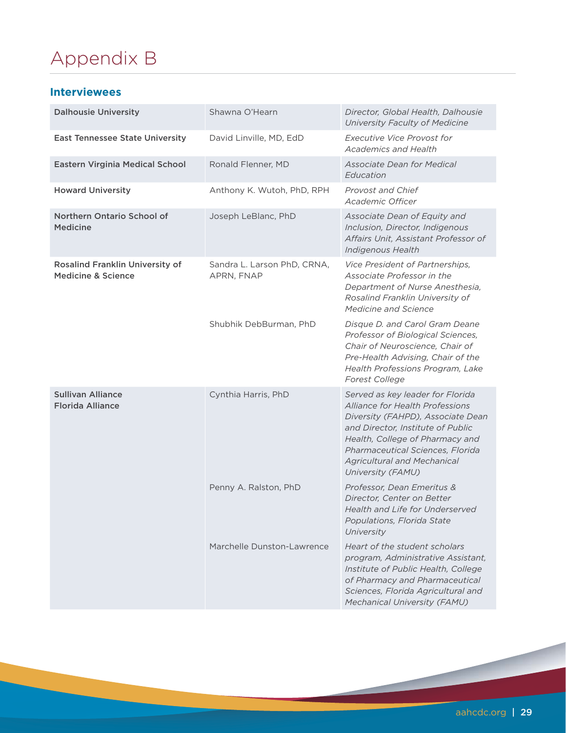# Appendix B

## Interviewees

| Institution | Name | Title |
|---|---|---|
| **Dalhousie University** | Shawna O'Hearn | *Director, Global Health, Dalhousie University Faculty of Medicine* |
| **East Tennessee State University** | David Linville, MD, EdD | *Executive Vice Provost for Academics and Health* |
| **Eastern Virginia Medical School** | Ronald Flenner, MD | *Associate Dean for Medical Education* |
| **Howard University** | Anthony K. Wutoh, PhD, RPH | *Provost and Chief Academic Officer* |
| **Northern Ontario School of Medicine** | Joseph LeBlanc, PhD | *Associate Dean of Equity and Inclusion, Director, Indigenous Affairs Unit, Assistant Professor of Indigenous Health* |
| **Rosalind Franklin University of Medicine & Science** | Sandra L. Larson PhD, CRNA, APRN, FNAP | *Vice President of Partnerships, Associate Professor in the Department of Nurse Anesthesia, Rosalind Franklin University of Medicine and Science* |
| | Shubhik DebBurman, PhD | *Disque D. and Carol Gram Deane Professor of Biological Sciences, Chair of Neuroscience, Chair of Pre-Health Advising, Chair of the Health Professions Program, Lake Forest College* |
| **Sullivan Alliance Florida Alliance** | Cynthia Harris, PhD | *Served as key leader for Florida Alliance for Health Professions Diversity (FAHPD), Associate Dean and Director, Institute of Public Health, College of Pharmacy and Pharmaceutical Sciences, Florida Agricultural and Mechanical University (FAMU)* |
| | Penny A. Ralston, PhD | *Professor, Dean Emeritus & Director, Center on Better Health and Life for Underserved Populations, Florida State University* |
| | Marchelle Dunston-Lawrence | *Heart of the student scholars program, Administrative Assistant, Institute of Public Health, College of Pharmacy and Pharmaceutical Sciences, Florida Agricultural and Mechanical University (FAMU)* |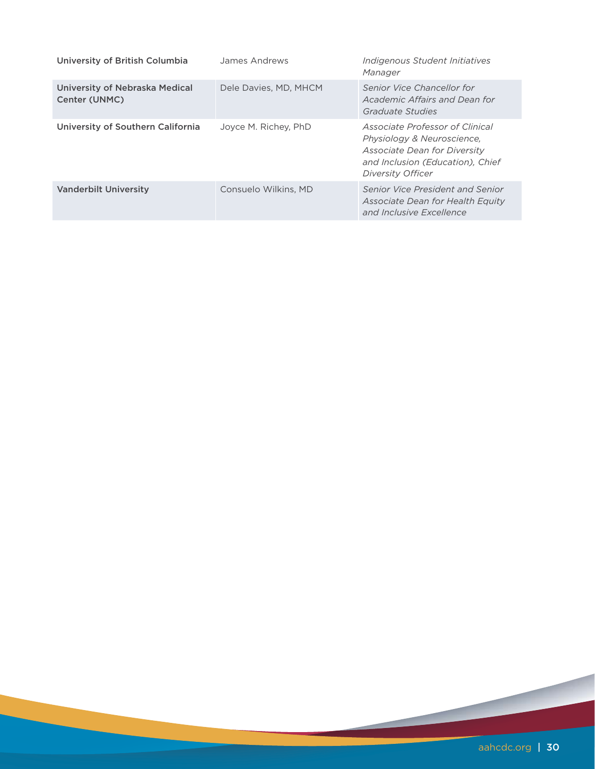| | | |
|---|---|---|
| **University of British Columbia** | James Andrews | *Indigenous Student Initiatives Manager* |
| **University of Nebraska Medical Center (UNMC)** | Dele Davies, MD, MHCM | *Senior Vice Chancellor for Academic Affairs and Dean for Graduate Studies* |
| **University of Southern California** | Joyce M. Richey, PhD | *Associate Professor of Clinical Physiology & Neuroscience, Associate Dean for Diversity and Inclusion (Education), Chief Diversity Officer* |
| **Vanderbilt University** | Consuelo Wilkins, MD | *Senior Vice President and Senior Associate Dean for Health Equity and Inclusive Excellence* |